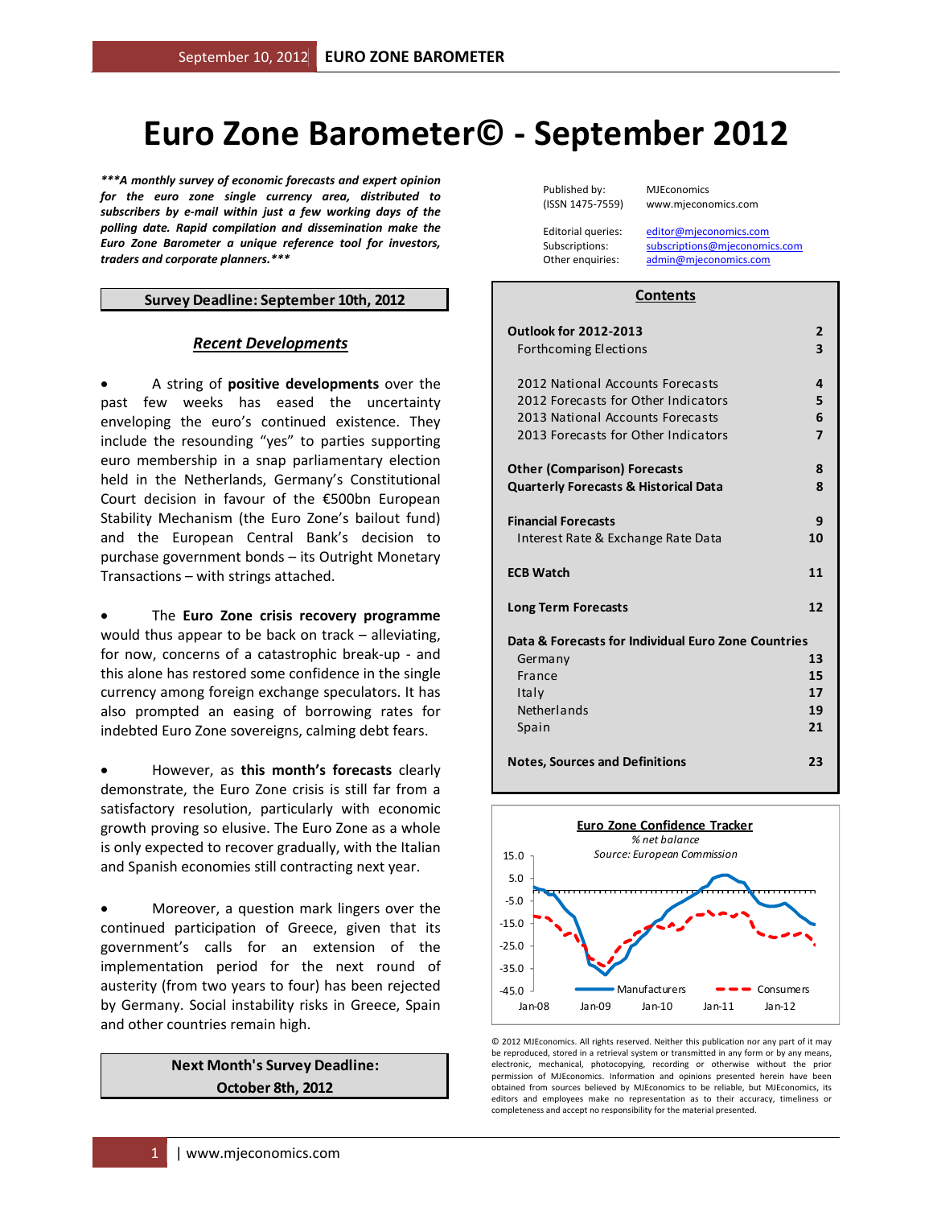# Euro Zone Barometer© - September 2012

***A monthly survey of economic forecasts and expert opinion for the euro zone single currency area, distributed to subscribers by e-mail within just a few working days of the polling date. Rapid compilation and dissemination make the Euro Zone Barometer a unique reference tool for investors, traders and corporate planners.***

| | |
|---|---|
| Published by: | MJEconomics |
| (ISSN 1475-7559) | www.mjeconomics.com |
| Editorial queries: | editor@mjeconomics.com |
| Subscriptions: | subscriptions@mjeconomics.com |
| Other enquiries: | admin@mjeconomics.com |

**Survey Deadline: September 10th, 2012**

## *Recent Developments*

- A string of **positive developments** over the past few weeks has eased the uncertainty enveloping the euro's continued existence. They include the resounding "yes" to parties supporting euro membership in a snap parliamentary election held in the Netherlands, Germany's Constitutional Court decision in favour of the €500bn European Stability Mechanism (the Euro Zone's bailout fund) and the European Central Bank's decision to purchase government bonds – its Outright Monetary Transactions – with strings attached.

- The **Euro Zone crisis recovery programme** would thus appear to be back on track – alleviating, for now, concerns of a catastrophic break-up - and this alone has restored some confidence in the single currency among foreign exchange speculators. It has also prompted an easing of borrowing rates for indebted Euro Zone sovereigns, calming debt fears.

- However, as **this month's forecasts** clearly demonstrate, the Euro Zone crisis is still far from a satisfactory resolution, particularly with economic growth proving so elusive. The Euro Zone as a whole is only expected to recover gradually, with the Italian and Spanish economies still contracting next year.

- Moreover, a question mark lingers over the continued participation of Greece, given that its government's calls for an extension of the implementation period for the next round of austerity (from two years to four) has been rejected by Germany. Social instability risks in Greece, Spain and other countries remain high.

**Next Month's Survey Deadline: October 8th, 2012**

## Contents

| | |
|---|---|
| **Outlook for 2012-2013** | **2** |
| Forthcoming Elections | 3 |
| 2012 National Accounts Forecasts | 4 |
| 2012 Forecasts for Other Indicators | 5 |
| 2013 National Accounts Forecasts | 6 |
| 2013 Forecasts for Other Indicators | 7 |
| **Other (Comparison) Forecasts** | **8** |
| **Quarterly Forecasts & Historical Data** | **8** |
| **Financial Forecasts** | **9** |
| Interest Rate & Exchange Rate Data | 10 |
| **ECB Watch** | **11** |
| **Long Term Forecasts** | **12** |
| **Data & Forecasts for Individual Euro Zone Countries** | |
| Germany | 13 |
| France | 15 |
| Italy | 17 |
| Netherlands | 19 |
| Spain | 21 |
| **Notes, Sources and Definitions** | **23** |

**Euro Zone Confidence Tracker**
*% net balance*
*Source: European Commission*

(Chart: Manufacturers and Consumers, Jan-08 to Jan-12; y-axis from -45.0 to 15.0)

© 2012 MJEconomics. All rights reserved. Neither this publication nor any part of it may be reproduced, stored in a retrieval system or transmitted in any form or by any means, electronic, mechanical, photocopying, recording or otherwise without the prior permission of MJEconomics. Information and opinions presented herein have been obtained from sources believed by MJEconomics to be reliable, but MJEconomics, its editors and employees make no representation as to their accuracy, timeliness or completeness and accept no responsibility for the material presented.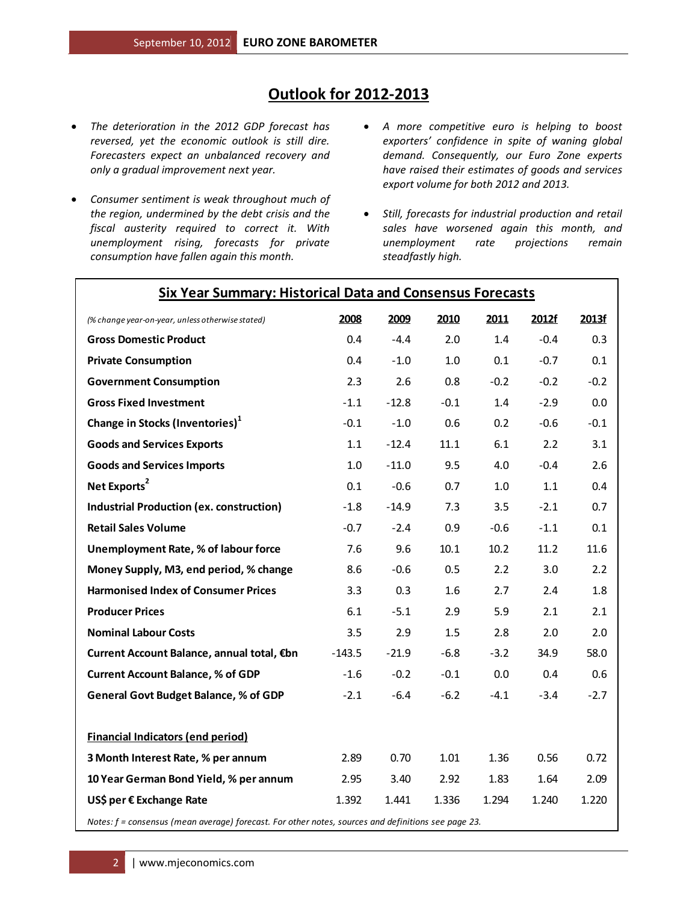# Outlook for 2012-2013

- *The deterioration in the 2012 GDP forecast has reversed, yet the economic outlook is still dire. Forecasters expect an unbalanced recovery and only a gradual improvement next year.*
- *Consumer sentiment is weak throughout much of the region, undermined by the debt crisis and the fiscal austerity required to correct it. With unemployment rising, forecasts for private consumption have fallen again this month.*
- *A more competitive euro is helping to boost exporters' confidence in spite of waning global demand. Consequently, our Euro Zone experts have raised their estimates of goods and services export volume for both 2012 and 2013.*
- *Still, forecasts for industrial production and retail sales have worsened again this month, and unemployment rate projections remain steadfastly high.*

## Six Year Summary: Historical Data and Consensus Forecasts

| *(% change year-on-year, unless otherwise stated)* | 2008 | 2009 | 2010 | 2011 | 2012f | 2013f |
|---|---|---|---|---|---|---|
| **Gross Domestic Product** | 0.4 | -4.4 | 2.0 | 1.4 | -0.4 | 0.3 |
| **Private Consumption** | 0.4 | -1.0 | 1.0 | 0.1 | -0.7 | 0.1 |
| **Government Consumption** | 2.3 | 2.6 | 0.8 | -0.2 | -0.2 | -0.2 |
| **Gross Fixed Investment** | -1.1 | -12.8 | -0.1 | 1.4 | -2.9 | 0.0 |
| **Change in Stocks (Inventories)[1]** | -0.1 | -1.0 | 0.6 | 0.2 | -0.6 | -0.1 |
| **Goods and Services Exports** | 1.1 | -12.4 | 11.1 | 6.1 | 2.2 | 3.1 |
| **Goods and Services Imports** | 1.0 | -11.0 | 9.5 | 4.0 | -0.4 | 2.6 |
| **Net Exports[2]** | 0.1 | -0.6 | 0.7 | 1.0 | 1.1 | 0.4 |
| **Industrial Production (ex. construction)** | -1.8 | -14.9 | 7.3 | 3.5 | -2.1 | 0.7 |
| **Retail Sales Volume** | -0.7 | -2.4 | 0.9 | -0.6 | -1.1 | 0.1 |
| **Unemployment Rate, % of labour force** | 7.6 | 9.6 | 10.1 | 10.2 | 11.2 | 11.6 |
| **Money Supply, M3, end period, % change** | 8.6 | -0.6 | 0.5 | 2.2 | 3.0 | 2.2 |
| **Harmonised Index of Consumer Prices** | 3.3 | 0.3 | 1.6 | 2.7 | 2.4 | 1.8 |
| **Producer Prices** | 6.1 | -5.1 | 2.9 | 5.9 | 2.1 | 2.1 |
| **Nominal Labour Costs** | 3.5 | 2.9 | 1.5 | 2.8 | 2.0 | 2.0 |
| **Current Account Balance, annual total, €bn** | -143.5 | -21.9 | -6.8 | -3.2 | 34.9 | 58.0 |
| **Current Account Balance, % of GDP** | -1.6 | -0.2 | -0.1 | 0.0 | 0.4 | 0.6 |
| **General Govt Budget Balance, % of GDP** | -2.1 | -6.4 | -6.2 | -4.1 | -3.4 | -2.7 |
| | | | | | | |
| **Financial Indicators (end period)** | | | | | | |
| **3 Month Interest Rate, % per annum** | 2.89 | 0.70 | 1.01 | 1.36 | 0.56 | 0.72 |
| **10 Year German Bond Yield, % per annum** | 2.95 | 3.40 | 2.92 | 1.83 | 1.64 | 2.09 |
| **US$ per € Exchange Rate** | 1.392 | 1.441 | 1.336 | 1.294 | 1.240 | 1.220 |

*Notes: f = consensus (mean average) forecast. For other notes, sources and definitions see page 23.*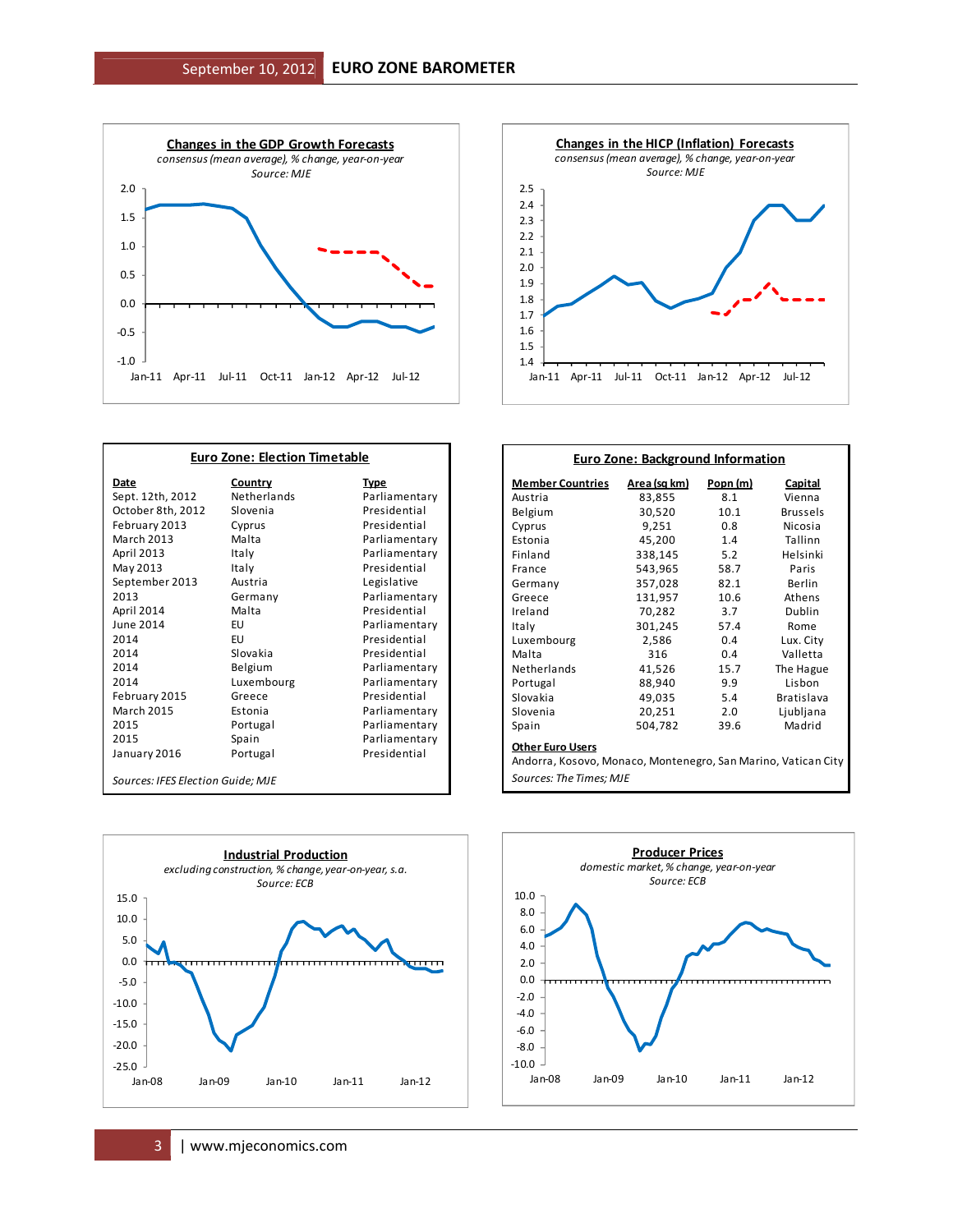### Changes in the GDP Growth Forecasts

*consensus (mean average), % change, year-on-year*

*Source: MJE*

### Changes in the HICP (Inflation) Forecasts

*consensus (mean average), % change, year-on-year*

*Source: MJE*

### Euro Zone: Election Timetable

| Date | Country | Type |
|---|---|---|
| Sept. 12th, 2012 | Netherlands | Parliamentary |
| October 8th, 2012 | Slovenia | Presidential |
| February 2013 | Cyprus | Presidential |
| March 2013 | Malta | Parliamentary |
| April 2013 | Italy | Parliamentary |
| May 2013 | Italy | Presidential |
| September 2013 | Austria | Legislative |
| 2013 | Germany | Parliamentary |
| April 2014 | Malta | Presidential |
| June 2014 | EU | Parliamentary |
| 2014 | EU | Presidential |
| 2014 | Slovakia | Presidential |
| 2014 | Belgium | Parliamentary |
| 2014 | Luxembourg | Parliamentary |
| February 2015 | Greece | Presidential |
| March 2015 | Estonia | Parliamentary |
| 2015 | Portugal | Parliamentary |
| 2015 | Spain | Parliamentary |
| January 2016 | Portugal | Presidential |

*Sources: IFES Election Guide; MJE*

### Euro Zone: Background Information

| Member Countries | Area (sq km) | Popn (m) | Capital |
|---|---|---|---|
| Austria | 83,855 | 8.1 | Vienna |
| Belgium | 30,520 | 10.1 | Brussels |
| Cyprus | 9,251 | 0.8 | Nicosia |
| Estonia | 45,200 | 1.4 | Tallinn |
| Finland | 338,145 | 5.2 | Helsinki |
| France | 543,965 | 58.7 | Paris |
| Germany | 357,028 | 82.1 | Berlin |
| Greece | 131,957 | 10.6 | Athens |
| Ireland | 70,282 | 3.7 | Dublin |
| Italy | 301,245 | 57.4 | Rome |
| Luxembourg | 2,586 | 0.4 | Lux. City |
| Malta | 316 | 0.4 | Valletta |
| Netherlands | 41,526 | 15.7 | The Hague |
| Portugal | 88,940 | 9.9 | Lisbon |
| Slovakia | 49,035 | 5.4 | Bratislava |
| Slovenia | 20,251 | 2.0 | Ljubljana |
| Spain | 504,782 | 39.6 | Madrid |

**Other Euro Users**

Andorra, Kosovo, Monaco, Montenegro, San Marino, Vatican City

*Sources: The Times; MJE*

### Industrial Production

*excluding construction, % change, year-on-year, s.a.*

*Source: ECB*

### Producer Prices

*domestic market, % change, year-on-year*

*Source: ECB*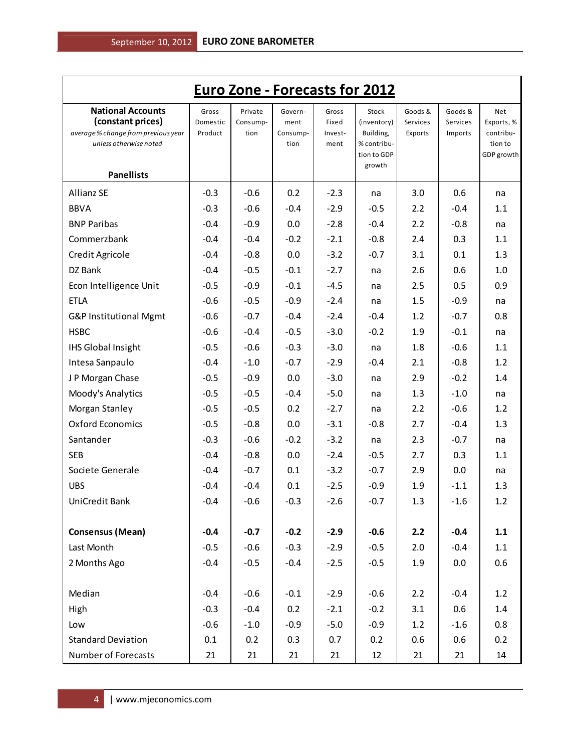## Euro Zone - Forecasts for 2012

| **National Accounts (constant prices)** *average % change from previous year unless otherwise noted* **Panellists** | Gross Domestic Product | Private Consumption | Government Consumption | Gross Fixed Investment | Stock (inventory) Building, % contribution to GDP growth | Goods & Services Exports | Goods & Services Imports | Net Exports, % contribution to GDP growth |
|---|---|---|---|---|---|---|---|---|
| Allianz SE | -0.3 | -0.6 | 0.2 | -2.3 | na | 3.0 | 0.6 | na |
| BBVA | -0.3 | -0.6 | -0.4 | -2.9 | -0.5 | 2.2 | -0.4 | 1.1 |
| BNP Paribas | -0.4 | -0.9 | 0.0 | -2.8 | -0.4 | 2.2 | -0.8 | na |
| Commerzbank | -0.4 | -0.4 | -0.2 | -2.1 | -0.8 | 2.4 | 0.3 | 1.1 |
| Credit Agricole | -0.4 | -0.8 | 0.0 | -3.2 | -0.7 | 3.1 | 0.1 | 1.3 |
| DZ Bank | -0.4 | -0.5 | -0.1 | -2.7 | na | 2.6 | 0.6 | 1.0 |
| Econ Intelligence Unit | -0.5 | -0.9 | -0.1 | -4.5 | na | 2.5 | 0.5 | 0.9 |
| ETLA | -0.6 | -0.5 | -0.9 | -2.4 | na | 1.5 | -0.9 | na |
| G&P Institutional Mgmt | -0.6 | -0.7 | -0.4 | -2.4 | -0.4 | 1.2 | -0.7 | 0.8 |
| HSBC | -0.6 | -0.4 | -0.5 | -3.0 | -0.2 | 1.9 | -0.1 | na |
| IHS Global Insight | -0.5 | -0.6 | -0.3 | -3.0 | na | 1.8 | -0.6 | 1.1 |
| Intesa Sanpaulo | -0.4 | -1.0 | -0.7 | -2.9 | -0.4 | 2.1 | -0.8 | 1.2 |
| J P Morgan Chase | -0.5 | -0.9 | 0.0 | -3.0 | na | 2.9 | -0.2 | 1.4 |
| Moody's Analytics | -0.5 | -0.5 | -0.4 | -5.0 | na | 1.3 | -1.0 | na |
| Morgan Stanley | -0.5 | -0.5 | 0.2 | -2.7 | na | 2.2 | -0.6 | 1.2 |
| Oxford Economics | -0.5 | -0.8 | 0.0 | -3.1 | -0.8 | 2.7 | -0.4 | 1.3 |
| Santander | -0.3 | -0.6 | -0.2 | -3.2 | na | 2.3 | -0.7 | na |
| SEB | -0.4 | -0.8 | 0.0 | -2.4 | -0.5 | 2.7 | 0.3 | 1.1 |
| Societe Generale | -0.4 | -0.7 | 0.1 | -3.2 | -0.7 | 2.9 | 0.0 | na |
| UBS | -0.4 | -0.4 | 0.1 | -2.5 | -0.9 | 1.9 | -1.1 | 1.3 |
| UniCredit Bank | -0.4 | -0.6 | -0.3 | -2.6 | -0.7 | 1.3 | -1.6 | 1.2 |
| | | | | | | | | |
| **Consensus (Mean)** | **-0.4** | **-0.7** | **-0.2** | **-2.9** | **-0.6** | **2.2** | **-0.4** | **1.1** |
| Last Month | -0.5 | -0.6 | -0.3 | -2.9 | -0.5 | 2.0 | -0.4 | 1.1 |
| 2 Months Ago | -0.4 | -0.5 | -0.4 | -2.5 | -0.5 | 1.9 | 0.0 | 0.6 |
| | | | | | | | | |
| Median | -0.4 | -0.6 | -0.1 | -2.9 | -0.6 | 2.2 | -0.4 | 1.2 |
| High | -0.3 | -0.4 | 0.2 | -2.1 | -0.2 | 3.1 | 0.6 | 1.4 |
| Low | -0.6 | -1.0 | -0.9 | -5.0 | -0.9 | 1.2 | -1.6 | 0.8 |
| Standard Deviation | 0.1 | 0.2 | 0.3 | 0.7 | 0.2 | 0.6 | 0.6 | 0.2 |
| Number of Forecasts | 21 | 21 | 21 | 21 | 12 | 21 | 21 | 14 |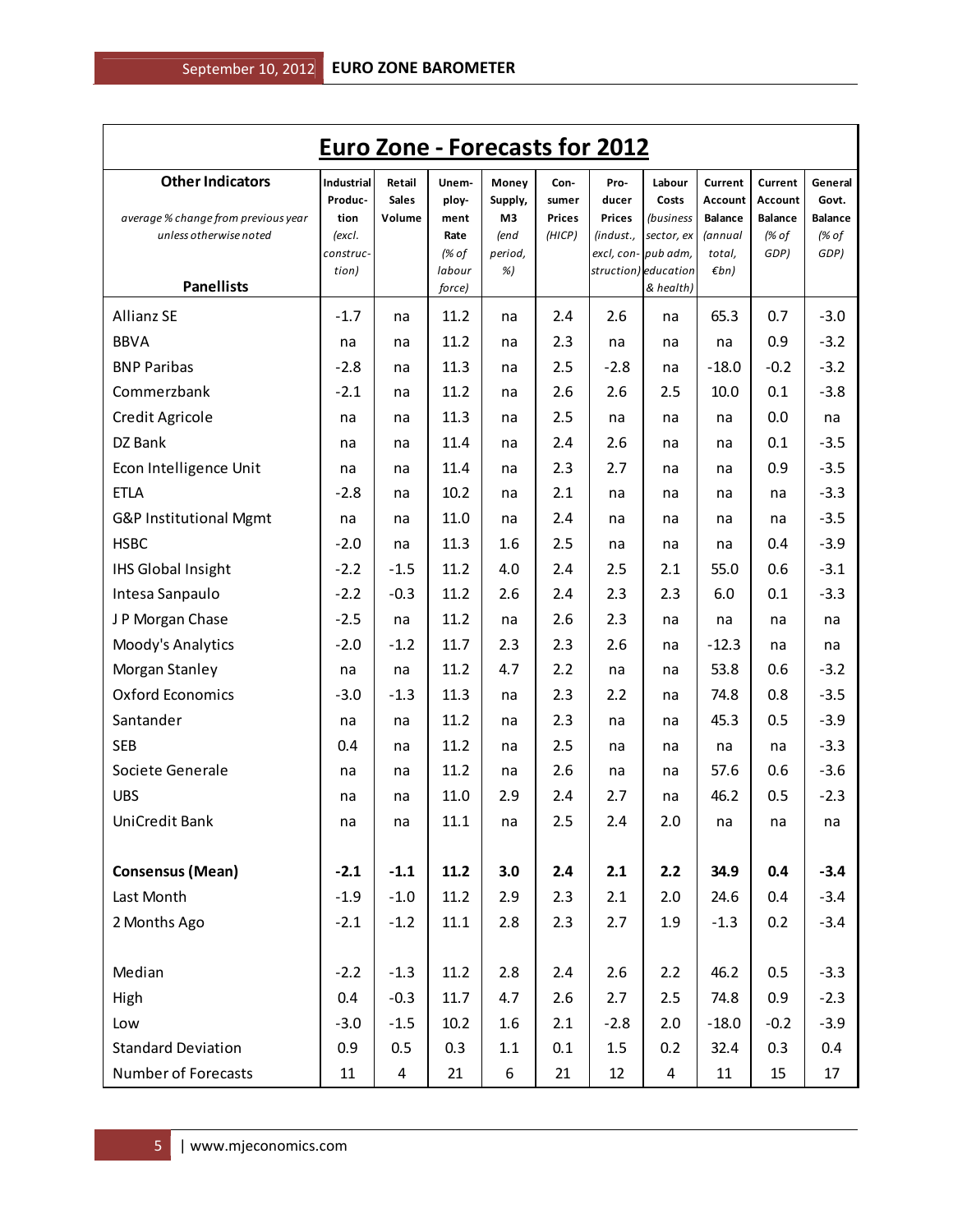# Euro Zone - Forecasts for 2012

| **Other Indicators** *average % change from previous year unless otherwise noted* **Panellists** | Industrial Production (excl. construction) | Retail Sales Volume | Unemployment Rate (% of labour force) | Money Supply, M3 (end period, %) | Consumer Prices (HICP) | Producer Prices (indust., excl, construction) | Labour Costs (business sector, ex pub adm, education & health) | Current Account Balance (annual total, €bn) | Current Account Balance (% of GDP) | General Govt. Balance (% of GDP) |
|---|---|---|---|---|---|---|---|---|---|---|
| Allianz SE | -1.7 | na | 11.2 | na | 2.4 | 2.6 | na | 65.3 | 0.7 | -3.0 |
| BBVA | na | na | 11.2 | na | 2.3 | na | na | na | 0.9 | -3.2 |
| BNP Paribas | -2.8 | na | 11.3 | na | 2.5 | -2.8 | na | -18.0 | -0.2 | -3.2 |
| Commerzbank | -2.1 | na | 11.2 | na | 2.6 | 2.6 | 2.5 | 10.0 | 0.1 | -3.8 |
| Credit Agricole | na | na | 11.3 | na | 2.5 | na | na | na | 0.0 | na |
| DZ Bank | na | na | 11.4 | na | 2.4 | 2.6 | na | na | 0.1 | -3.5 |
| Econ Intelligence Unit | na | na | 11.4 | na | 2.3 | 2.7 | na | na | 0.9 | -3.5 |
| ETLA | -2.8 | na | 10.2 | na | 2.1 | na | na | na | na | -3.3 |
| G&P Institutional Mgmt | na | na | 11.0 | na | 2.4 | na | na | na | na | -3.5 |
| HSBC | -2.0 | na | 11.3 | 1.6 | 2.5 | na | na | na | 0.4 | -3.9 |
| IHS Global Insight | -2.2 | -1.5 | 11.2 | 4.0 | 2.4 | 2.5 | 2.1 | 55.0 | 0.6 | -3.1 |
| Intesa Sanpaulo | -2.2 | -0.3 | 11.2 | 2.6 | 2.4 | 2.3 | 2.3 | 6.0 | 0.1 | -3.3 |
| J P Morgan Chase | -2.5 | na | 11.2 | na | 2.6 | 2.3 | na | na | na | na |
| Moody's Analytics | -2.0 | -1.2 | 11.7 | 2.3 | 2.3 | 2.6 | na | -12.3 | na | na |
| Morgan Stanley | na | na | 11.2 | 4.7 | 2.2 | na | na | 53.8 | 0.6 | -3.2 |
| Oxford Economics | -3.0 | -1.3 | 11.3 | na | 2.3 | 2.2 | na | 74.8 | 0.8 | -3.5 |
| Santander | na | na | 11.2 | na | 2.3 | na | na | 45.3 | 0.5 | -3.9 |
| SEB | 0.4 | na | 11.2 | na | 2.5 | na | na | na | na | -3.3 |
| Societe Generale | na | na | 11.2 | na | 2.6 | na | na | 57.6 | 0.6 | -3.6 |
| UBS | na | na | 11.0 | 2.9 | 2.4 | 2.7 | na | 46.2 | 0.5 | -2.3 |
| UniCredit Bank | na | na | 11.1 | na | 2.5 | 2.4 | 2.0 | na | na | na |
| | | | | | | | | | | |
| **Consensus (Mean)** | **-2.1** | **-1.1** | **11.2** | **3.0** | **2.4** | **2.1** | **2.2** | **34.9** | **0.4** | **-3.4** |
| Last Month | -1.9 | -1.0 | 11.2 | 2.9 | 2.3 | 2.1 | 2.0 | 24.6 | 0.4 | -3.4 |
| 2 Months Ago | -2.1 | -1.2 | 11.1 | 2.8 | 2.3 | 2.7 | 1.9 | -1.3 | 0.2 | -3.4 |
| | | | | | | | | | | |
| Median | -2.2 | -1.3 | 11.2 | 2.8 | 2.4 | 2.6 | 2.2 | 46.2 | 0.5 | -3.3 |
| High | 0.4 | -0.3 | 11.7 | 4.7 | 2.6 | 2.7 | 2.5 | 74.8 | 0.9 | -2.3 |
| Low | -3.0 | -1.5 | 10.2 | 1.6 | 2.1 | -2.8 | 2.0 | -18.0 | -0.2 | -3.9 |
| Standard Deviation | 0.9 | 0.5 | 0.3 | 1.1 | 0.1 | 1.5 | 0.2 | 32.4 | 0.3 | 0.4 |
| Number of Forecasts | 11 | 4 | 21 | 6 | 21 | 12 | 4 | 11 | 15 | 17 |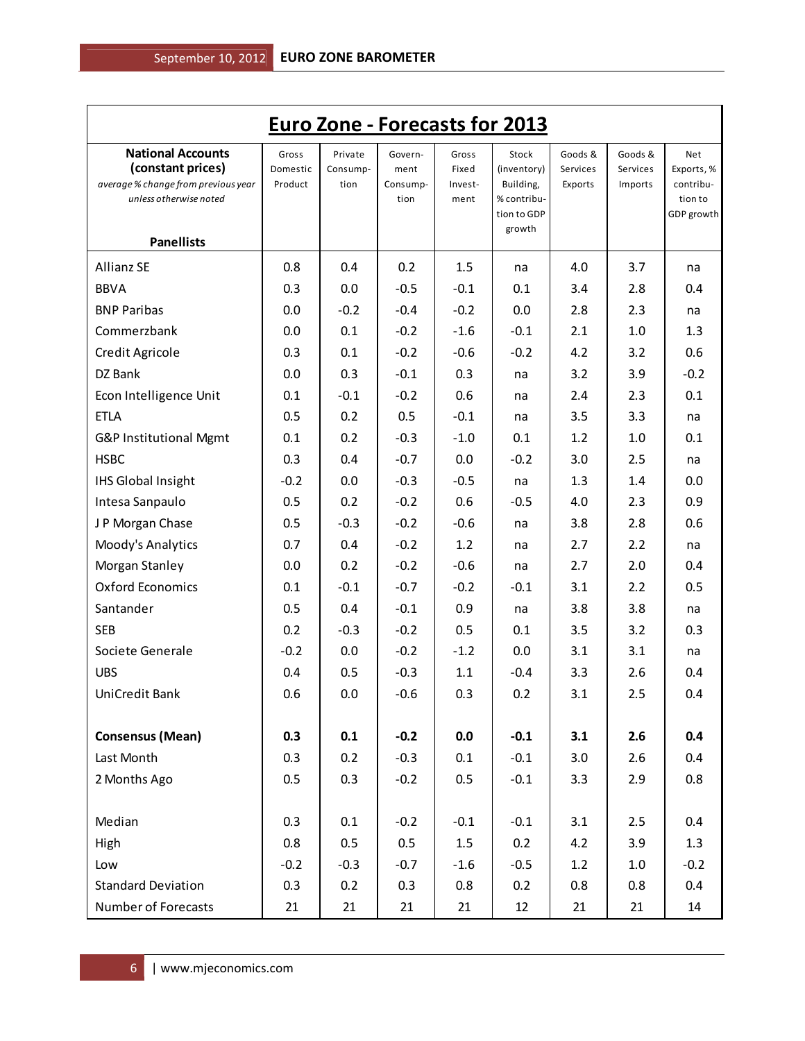# Euro Zone - Forecasts for 2013

| **National Accounts (constant prices)** *average % change from previous year unless otherwise noted* **Panellists** | Gross Domestic Product | Private Consumption | Government Consumption | Gross Fixed Investment | Stock (inventory) Building, % contribution to GDP growth | Goods & Services Exports | Goods & Services Imports | Net Exports, % contribution to GDP growth |
|---|---|---|---|---|---|---|---|---|
| Allianz SE | 0.8 | 0.4 | 0.2 | 1.5 | na | 4.0 | 3.7 | na |
| BBVA | 0.3 | 0.0 | -0.5 | -0.1 | 0.1 | 3.4 | 2.8 | 0.4 |
| BNP Paribas | 0.0 | -0.2 | -0.4 | -0.2 | 0.0 | 2.8 | 2.3 | na |
| Commerzbank | 0.0 | 0.1 | -0.2 | -1.6 | -0.1 | 2.1 | 1.0 | 1.3 |
| Credit Agricole | 0.3 | 0.1 | -0.2 | -0.6 | -0.2 | 4.2 | 3.2 | 0.6 |
| DZ Bank | 0.0 | 0.3 | -0.1 | 0.3 | na | 3.2 | 3.9 | -0.2 |
| Econ Intelligence Unit | 0.1 | -0.1 | -0.2 | 0.6 | na | 2.4 | 2.3 | 0.1 |
| ETLA | 0.5 | 0.2 | 0.5 | -0.1 | na | 3.5 | 3.3 | na |
| G&P Institutional Mgmt | 0.1 | 0.2 | -0.3 | -1.0 | 0.1 | 1.2 | 1.0 | 0.1 |
| HSBC | 0.3 | 0.4 | -0.7 | 0.0 | -0.2 | 3.0 | 2.5 | na |
| IHS Global Insight | -0.2 | 0.0 | -0.3 | -0.5 | na | 1.3 | 1.4 | 0.0 |
| Intesa Sanpaulo | 0.5 | 0.2 | -0.2 | 0.6 | -0.5 | 4.0 | 2.3 | 0.9 |
| J P Morgan Chase | 0.5 | -0.3 | -0.2 | -0.6 | na | 3.8 | 2.8 | 0.6 |
| Moody's Analytics | 0.7 | 0.4 | -0.2 | 1.2 | na | 2.7 | 2.2 | na |
| Morgan Stanley | 0.0 | 0.2 | -0.2 | -0.6 | na | 2.7 | 2.0 | 0.4 |
| Oxford Economics | 0.1 | -0.1 | -0.7 | -0.2 | -0.1 | 3.1 | 2.2 | 0.5 |
| Santander | 0.5 | 0.4 | -0.1 | 0.9 | na | 3.8 | 3.8 | na |
| SEB | 0.2 | -0.3 | -0.2 | 0.5 | 0.1 | 3.5 | 3.2 | 0.3 |
| Societe Generale | -0.2 | 0.0 | -0.2 | -1.2 | 0.0 | 3.1 | 3.1 | na |
| UBS | 0.4 | 0.5 | -0.3 | 1.1 | -0.4 | 3.3 | 2.6 | 0.4 |
| UniCredit Bank | 0.6 | 0.0 | -0.6 | 0.3 | 0.2 | 3.1 | 2.5 | 0.4 |
| | | | | | | | | |
| **Consensus (Mean)** | **0.3** | **0.1** | **-0.2** | **0.0** | **-0.1** | **3.1** | **2.6** | **0.4** |
| Last Month | 0.3 | 0.2 | -0.3 | 0.1 | -0.1 | 3.0 | 2.6 | 0.4 |
| 2 Months Ago | 0.5 | 0.3 | -0.2 | 0.5 | -0.1 | 3.3 | 2.9 | 0.8 |
| | | | | | | | | |
| Median | 0.3 | 0.1 | -0.2 | -0.1 | -0.1 | 3.1 | 2.5 | 0.4 |
| High | 0.8 | 0.5 | 0.5 | 1.5 | 0.2 | 4.2 | 3.9 | 1.3 |
| Low | -0.2 | -0.3 | -0.7 | -1.6 | -0.5 | 1.2 | 1.0 | -0.2 |
| Standard Deviation | 0.3 | 0.2 | 0.3 | 0.8 | 0.2 | 0.8 | 0.8 | 0.4 |
| Number of Forecasts | 21 | 21 | 21 | 21 | 12 | 21 | 21 | 14 |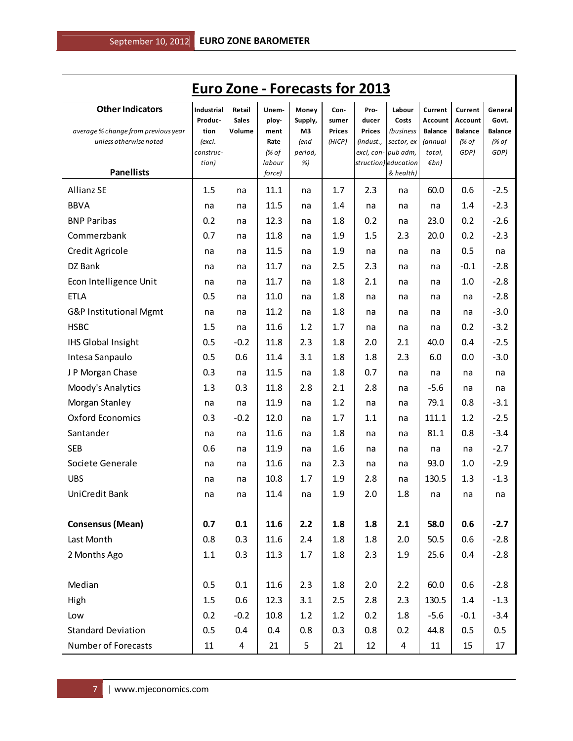# Euro Zone - Forecasts for 2013

| **Other Indicators**<br>*average % change from previous year unless otherwise noted*<br>**Panellists** | **Industrial Production** *(excl. construction)* | **Retail Sales Volume** | **Unemployment Rate** *(% of labour force)* | **Money Supply, M3** *(end period, %)* | **Consumer Prices** *(HICP)* | **Producer Prices** *(indust., excl, construction)* | **Labour Costs** *(business sector, ex pub adm, education & health)* | **Current Account Balance** *(annual total, €bn)* | **Current Account Balance** *(% of GDP)* | **General Govt. Balance** *(% of GDP)* |
|---|---|---|---|---|---|---|---|---|---|---|
| Allianz SE | 1.5 | na | 11.1 | na | 1.7 | 2.3 | na | 60.0 | 0.6 | -2.5 |
| BBVA | na | na | 11.5 | na | 1.4 | na | na | na | 1.4 | -2.3 |
| BNP Paribas | 0.2 | na | 12.3 | na | 1.8 | 0.2 | na | 23.0 | 0.2 | -2.6 |
| Commerzbank | 0.7 | na | 11.8 | na | 1.9 | 1.5 | 2.3 | 20.0 | 0.2 | -2.3 |
| Credit Agricole | na | na | 11.5 | na | 1.9 | na | na | na | 0.5 | na |
| DZ Bank | na | na | 11.7 | na | 2.5 | 2.3 | na | na | -0.1 | -2.8 |
| Econ Intelligence Unit | na | na | 11.7 | na | 1.8 | 2.1 | na | na | 1.0 | -2.8 |
| ETLA | 0.5 | na | 11.0 | na | 1.8 | na | na | na | na | -2.8 |
| G&P Institutional Mgmt | na | na | 11.2 | na | 1.8 | na | na | na | na | -3.0 |
| HSBC | 1.5 | na | 11.6 | 1.2 | 1.7 | na | na | na | 0.2 | -3.2 |
| IHS Global Insight | 0.5 | -0.2 | 11.8 | 2.3 | 1.8 | 2.0 | 2.1 | 40.0 | 0.4 | -2.5 |
| Intesa Sanpaulo | 0.5 | 0.6 | 11.4 | 3.1 | 1.8 | 1.8 | 2.3 | 6.0 | 0.0 | -3.0 |
| J P Morgan Chase | 0.3 | na | 11.5 | na | 1.8 | 0.7 | na | na | na | na |
| Moody's Analytics | 1.3 | 0.3 | 11.8 | 2.8 | 2.1 | 2.8 | na | -5.6 | na | na |
| Morgan Stanley | na | na | 11.9 | na | 1.2 | na | na | 79.1 | 0.8 | -3.1 |
| Oxford Economics | 0.3 | -0.2 | 12.0 | na | 1.7 | 1.1 | na | 111.1 | 1.2 | -2.5 |
| Santander | na | na | 11.6 | na | 1.8 | na | na | 81.1 | 0.8 | -3.4 |
| SEB | 0.6 | na | 11.9 | na | 1.6 | na | na | na | na | -2.7 |
| Societe Generale | na | na | 11.6 | na | 2.3 | na | na | 93.0 | 1.0 | -2.9 |
| UBS | na | na | 10.8 | 1.7 | 1.9 | 2.8 | na | 130.5 | 1.3 | -1.3 |
| UniCredit Bank | na | na | 11.4 | na | 1.9 | 2.0 | 1.8 | na | na | na |
| | | | | | | | | | | |
| **Consensus (Mean)** | **0.7** | **0.1** | **11.6** | **2.2** | **1.8** | **1.8** | **2.1** | **58.0** | **0.6** | **-2.7** |
| Last Month | 0.8 | 0.3 | 11.6 | 2.4 | 1.8 | 1.8 | 2.0 | 50.5 | 0.6 | -2.8 |
| 2 Months Ago | 1.1 | 0.3 | 11.3 | 1.7 | 1.8 | 2.3 | 1.9 | 25.6 | 0.4 | -2.8 |
| | | | | | | | | | | |
| Median | 0.5 | 0.1 | 11.6 | 2.3 | 1.8 | 2.0 | 2.2 | 60.0 | 0.6 | -2.8 |
| High | 1.5 | 0.6 | 12.3 | 3.1 | 2.5 | 2.8 | 2.3 | 130.5 | 1.4 | -1.3 |
| Low | 0.2 | -0.2 | 10.8 | 1.2 | 1.2 | 0.2 | 1.8 | -5.6 | -0.1 | -3.4 |
| Standard Deviation | 0.5 | 0.4 | 0.4 | 0.8 | 0.3 | 0.8 | 0.2 | 44.8 | 0.5 | 0.5 |
| Number of Forecasts | 11 | 4 | 21 | 5 | 21 | 12 | 4 | 11 | 15 | 17 |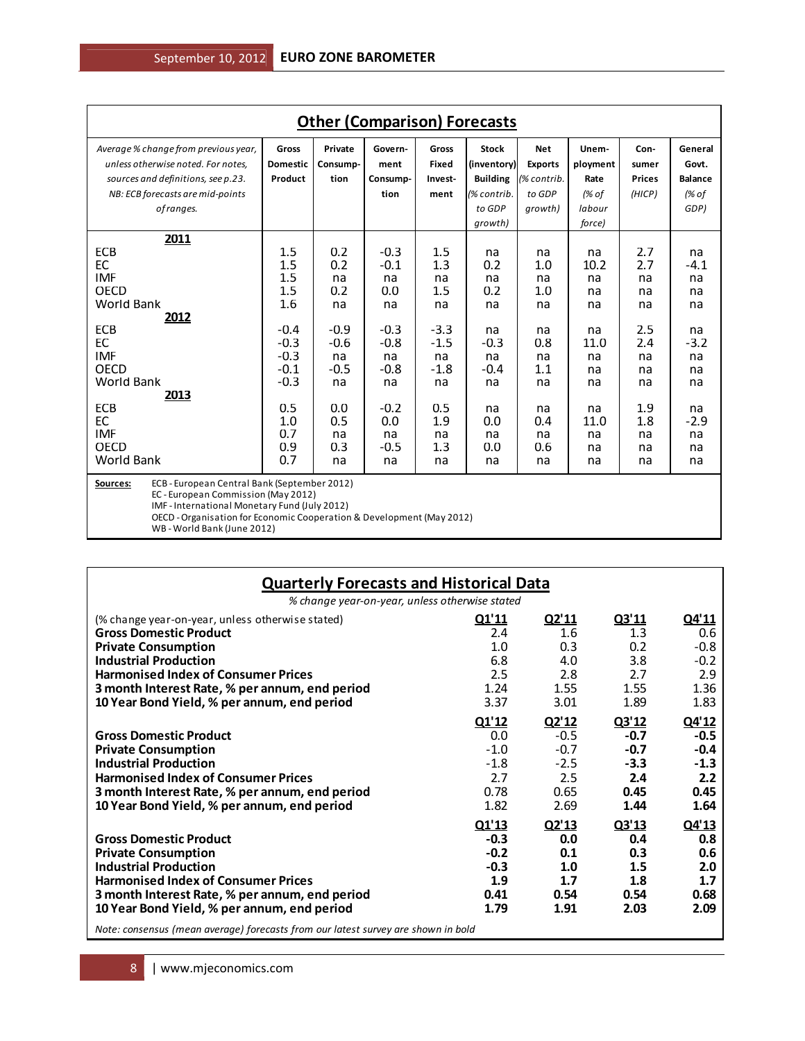## Other (Comparison) Forecasts

| *Average % change from previous year, unless otherwise noted. For notes, sources and definitions, see p.23. NB: ECB forecasts are mid-points of ranges.* | Gross Domestic Product | Private Consumption | Government Consumption | Gross Fixed Investment | Stock (inventory) Building *(% contrib. to GDP growth)* | Net Exports *(% contrib. to GDP growth)* | Unemployment Rate *(% of labour force)* | Consumer Prices *(HICP)* | General Govt. Balance *(% of GDP)* |
|---|---|---|---|---|---|---|---|---|---|
| **2011** | | | | | | | | | |
| ECB | 1.5 | 0.2 | -0.3 | 1.5 | na | na | na | 2.7 | na |
| EC | 1.5 | 0.2 | -0.1 | 1.3 | 0.2 | 1.0 | 10.2 | 2.7 | -4.1 |
| IMF | 1.5 | na | na | na | na | na | na | na | na |
| OECD | 1.5 | 0.2 | 0.0 | 1.5 | 0.2 | 1.0 | na | na | na |
| World Bank | 1.6 | na | na | na | na | na | na | na | na |
| **2012** | | | | | | | | | |
| ECB | -0.4 | -0.9 | -0.3 | -3.3 | na | na | na | 2.5 | na |
| EC | -0.3 | -0.6 | -0.8 | -1.5 | -0.3 | 0.8 | 11.0 | 2.4 | -3.2 |
| IMF | -0.3 | na | na | na | na | na | na | na | na |
| OECD | -0.1 | -0.5 | -0.8 | -1.8 | -0.4 | 1.1 | na | na | na |
| World Bank | -0.3 | na | na | na | na | na | na | na | na |
| **2013** | | | | | | | | | |
| ECB | 0.5 | 0.0 | -0.2 | 0.5 | na | na | na | 1.9 | na |
| EC | 1.0 | 0.5 | 0.0 | 1.9 | 0.0 | 0.4 | 11.0 | 1.8 | -2.9 |
| IMF | 0.7 | na | na | na | na | na | na | na | na |
| OECD | 0.9 | 0.3 | -0.5 | 1.3 | 0.0 | 0.6 | na | na | na |
| World Bank | 0.7 | na | na | na | na | na | na | na | na |

**Sources:** ECB - European Central Bank (September 2012)
EC - European Commission (May 2012)
IMF - International Monetary Fund (July 2012)
OECD - Organisation for Economic Cooperation & Development (May 2012)
WB - World Bank (June 2012)

## Quarterly Forecasts and Historical Data

*% change year-on-year, unless otherwise stated*

| (% change year-on-year, unless otherwise stated) | Q1'11 | Q2'11 | Q3'11 | Q4'11 |
|---|---|---|---|---|
| **Gross Domestic Product** | 2.4 | 1.6 | 1.3 | 0.6 |
| **Private Consumption** | 1.0 | 0.3 | 0.2 | -0.8 |
| **Industrial Production** | 6.8 | 4.0 | 3.8 | -0.2 |
| **Harmonised Index of Consumer Prices** | 2.5 | 2.8 | 2.7 | 2.9 |
| **3 month Interest Rate, % per annum, end period** | 1.24 | 1.55 | 1.55 | 1.36 |
| **10 Year Bond Yield, % per annum, end period** | 3.37 | 3.01 | 1.89 | 1.83 |
| | **Q1'12** | **Q2'12** | **Q3'12** | **Q4'12** |
| **Gross Domestic Product** | 0.0 | -0.5 | **-0.7** | **-0.5** |
| **Private Consumption** | -1.0 | -0.7 | **-0.7** | **-0.4** |
| **Industrial Production** | -1.8 | -2.5 | **-3.3** | **-1.3** |
| **Harmonised Index of Consumer Prices** | 2.7 | 2.5 | **2.4** | **2.2** |
| **3 month Interest Rate, % per annum, end period** | 0.78 | 0.65 | **0.45** | **0.45** |
| **10 Year Bond Yield, % per annum, end period** | 1.82 | 2.69 | **1.44** | **1.64** |
| | **Q1'13** | **Q2'13** | **Q3'13** | **Q4'13** |
| **Gross Domestic Product** | **-0.3** | **0.0** | **0.4** | **0.8** |
| **Private Consumption** | **-0.2** | **0.1** | **0.3** | **0.6** |
| **Industrial Production** | **-0.3** | **1.0** | **1.5** | **2.0** |
| **Harmonised Index of Consumer Prices** | **1.9** | **1.7** | **1.8** | **1.7** |
| **3 month Interest Rate, % per annum, end period** | **0.41** | **0.54** | **0.54** | **0.68** |
| **10 Year Bond Yield, % per annum, end period** | **1.79** | **1.91** | **2.03** | **2.09** |

*Note: consensus (mean average) forecasts from our latest survey are shown in bold*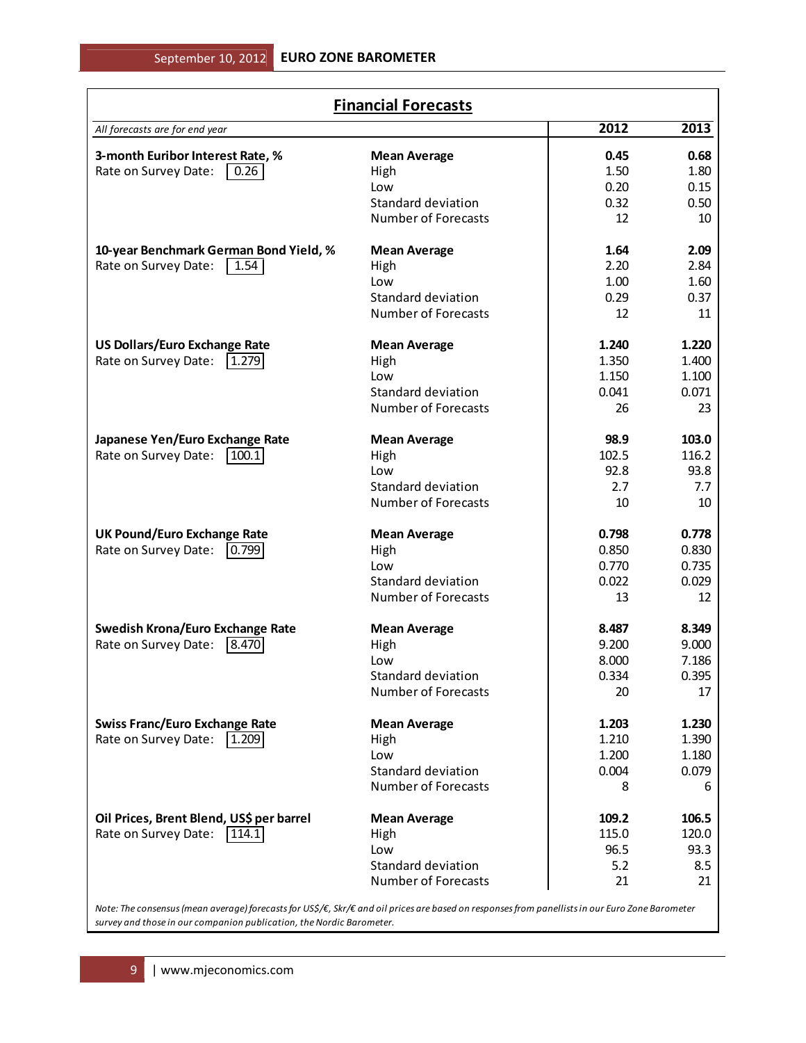## Financial Forecasts

| *All forecasts are for end year* | | 2012 | 2013 |
|---|---|---|---|
| **3-month Euribor Interest Rate, %** | **Mean Average** | **0.45** | **0.68** |
| Rate on Survey Date: 0.26 | High | 1.50 | 1.80 |
| | Low | 0.20 | 0.15 |
| | Standard deviation | 0.32 | 0.50 |
| | Number of Forecasts | 12 | 10 |
| **10-year Benchmark German Bond Yield, %** | **Mean Average** | **1.64** | **2.09** |
| Rate on Survey Date: 1.54 | High | 2.20 | 2.84 |
| | Low | 1.00 | 1.60 |
| | Standard deviation | 0.29 | 0.37 |
| | Number of Forecasts | 12 | 11 |
| **US Dollars/Euro Exchange Rate** | **Mean Average** | **1.240** | **1.220** |
| Rate on Survey Date: 1.279 | High | 1.350 | 1.400 |
| | Low | 1.150 | 1.100 |
| | Standard deviation | 0.041 | 0.071 |
| | Number of Forecasts | 26 | 23 |
| **Japanese Yen/Euro Exchange Rate** | **Mean Average** | **98.9** | **103.0** |
| Rate on Survey Date: 100.1 | High | 102.5 | 116.2 |
| | Low | 92.8 | 93.8 |
| | Standard deviation | 2.7 | 7.7 |
| | Number of Forecasts | 10 | 10 |
| **UK Pound/Euro Exchange Rate** | **Mean Average** | **0.798** | **0.778** |
| Rate on Survey Date: 0.799 | High | 0.850 | 0.830 |
| | Low | 0.770 | 0.735 |
| | Standard deviation | 0.022 | 0.029 |
| | Number of Forecasts | 13 | 12 |
| **Swedish Krona/Euro Exchange Rate** | **Mean Average** | **8.487** | **8.349** |
| Rate on Survey Date: 8.470 | High | 9.200 | 9.000 |
| | Low | 8.000 | 7.186 |
| | Standard deviation | 0.334 | 0.395 |
| | Number of Forecasts | 20 | 17 |
| **Swiss Franc/Euro Exchange Rate** | **Mean Average** | **1.203** | **1.230** |
| Rate on Survey Date: 1.209 | High | 1.210 | 1.390 |
| | Low | 1.200 | 1.180 |
| | Standard deviation | 0.004 | 0.079 |
| | Number of Forecasts | 8 | 6 |
| **Oil Prices, Brent Blend, US$ per barrel** | **Mean Average** | **109.2** | **106.5** |
| Rate on Survey Date: 114.1 | High | 115.0 | 120.0 |
| | Low | 96.5 | 93.3 |
| | Standard deviation | 5.2 | 8.5 |
| | Number of Forecasts | 21 | 21 |

*Note: The consensus (mean average) forecasts for US$/€, Skr/€ and oil prices are based on responses from panellists in our Euro Zone Barometer survey and those in our companion publication, the Nordic Barometer.*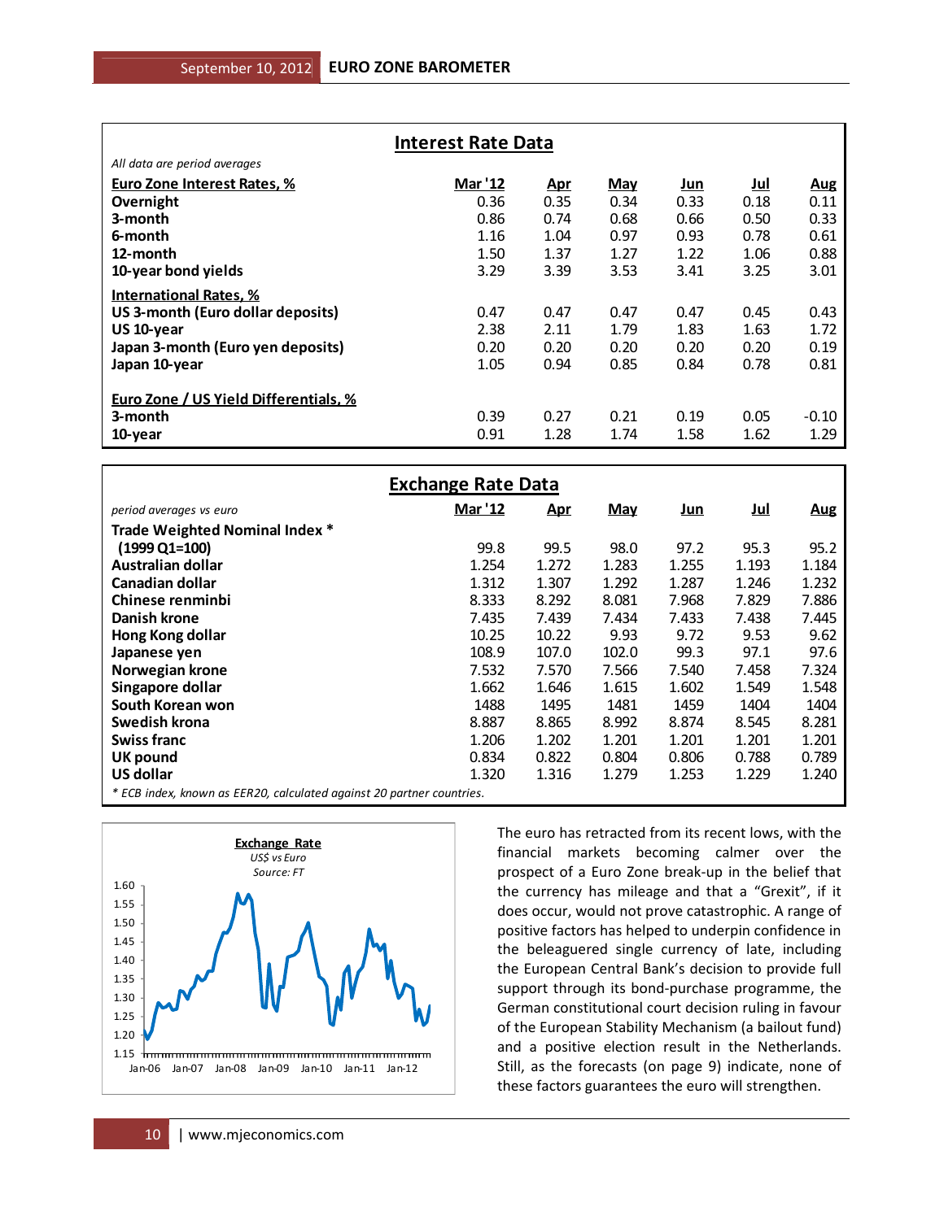## Interest Rate Data

*All data are period averages*

| Euro Zone Interest Rates, % | Mar '12 | Apr | May | Jun | Jul | Aug |
|---|---|---|---|---|---|---|
| **Overnight** | 0.36 | 0.35 | 0.34 | 0.33 | 0.18 | 0.11 |
| **3-month** | 0.86 | 0.74 | 0.68 | 0.66 | 0.50 | 0.33 |
| **6-month** | 1.16 | 1.04 | 0.97 | 0.93 | 0.78 | 0.61 |
| **12-month** | 1.50 | 1.37 | 1.27 | 1.22 | 1.06 | 0.88 |
| **10-year bond yields** | 3.29 | 3.39 | 3.53 | 3.41 | 3.25 | 3.01 |
| **International Rates, %** | | | | | | |
| **US 3-month (Euro dollar deposits)** | 0.47 | 0.47 | 0.47 | 0.47 | 0.45 | 0.43 |
| **US 10-year** | 2.38 | 2.11 | 1.79 | 1.83 | 1.63 | 1.72 |
| **Japan 3-month (Euro yen deposits)** | 0.20 | 0.20 | 0.20 | 0.20 | 0.20 | 0.19 |
| **Japan 10-year** | 1.05 | 0.94 | 0.85 | 0.84 | 0.78 | 0.81 |
| **Euro Zone / US Yield Differentials, %** | | | | | | |
| **3-month** | 0.39 | 0.27 | 0.21 | 0.19 | 0.05 | -0.10 |
| **10-year** | 0.91 | 1.28 | 1.74 | 1.58 | 1.62 | 1.29 |

## Exchange Rate Data

| *period averages vs euro* | Mar '12 | Apr | May | Jun | Jul | Aug |
|---|---|---|---|---|---|---|
| **Trade Weighted Nominal Index *** | | | | | | |
| **(1999 Q1=100)** | 99.8 | 99.5 | 98.0 | 97.2 | 95.3 | 95.2 |
| **Australian dollar** | 1.254 | 1.272 | 1.283 | 1.255 | 1.193 | 1.184 |
| **Canadian dollar** | 1.312 | 1.307 | 1.292 | 1.287 | 1.246 | 1.232 |
| **Chinese renminbi** | 8.333 | 8.292 | 8.081 | 7.968 | 7.829 | 7.886 |
| **Danish krone** | 7.435 | 7.439 | 7.434 | 7.433 | 7.438 | 7.445 |
| **Hong Kong dollar** | 10.25 | 10.22 | 9.93 | 9.72 | 9.53 | 9.62 |
| **Japanese yen** | 108.9 | 107.0 | 102.0 | 99.3 | 97.1 | 97.6 |
| **Norwegian krone** | 7.532 | 7.570 | 7.566 | 7.540 | 7.458 | 7.324 |
| **Singapore dollar** | 1.662 | 1.646 | 1.615 | 1.602 | 1.549 | 1.548 |
| **South Korean won** | 1488 | 1495 | 1481 | 1459 | 1404 | 1404 |
| **Swedish krona** | 8.887 | 8.865 | 8.992 | 8.874 | 8.545 | 8.281 |
| **Swiss franc** | 1.206 | 1.202 | 1.201 | 1.201 | 1.201 | 1.201 |
| **UK pound** | 0.834 | 0.822 | 0.804 | 0.806 | 0.788 | 0.789 |
| **US dollar** | 1.320 | 1.316 | 1.279 | 1.253 | 1.229 | 1.240 |

*\* ECB index, known as EER20, calculated against 20 partner countries.*

**Exchange Rate**
*US$ vs Euro*
*Source: FT*

The euro has retracted from its recent lows, with the financial markets becoming calmer over the prospect of a Euro Zone break-up in the belief that the currency has mileage and that a "Grexit", if it does occur, would not prove catastrophic. A range of positive factors has helped to underpin confidence in the beleaguered single currency of late, including the European Central Bank's decision to provide full support through its bond-purchase programme, the German constitutional court decision ruling in favour of the European Stability Mechanism (a bailout fund) and a positive election result in the Netherlands. Still, as the forecasts (on page 9) indicate, none of these factors guarantees the euro will strengthen.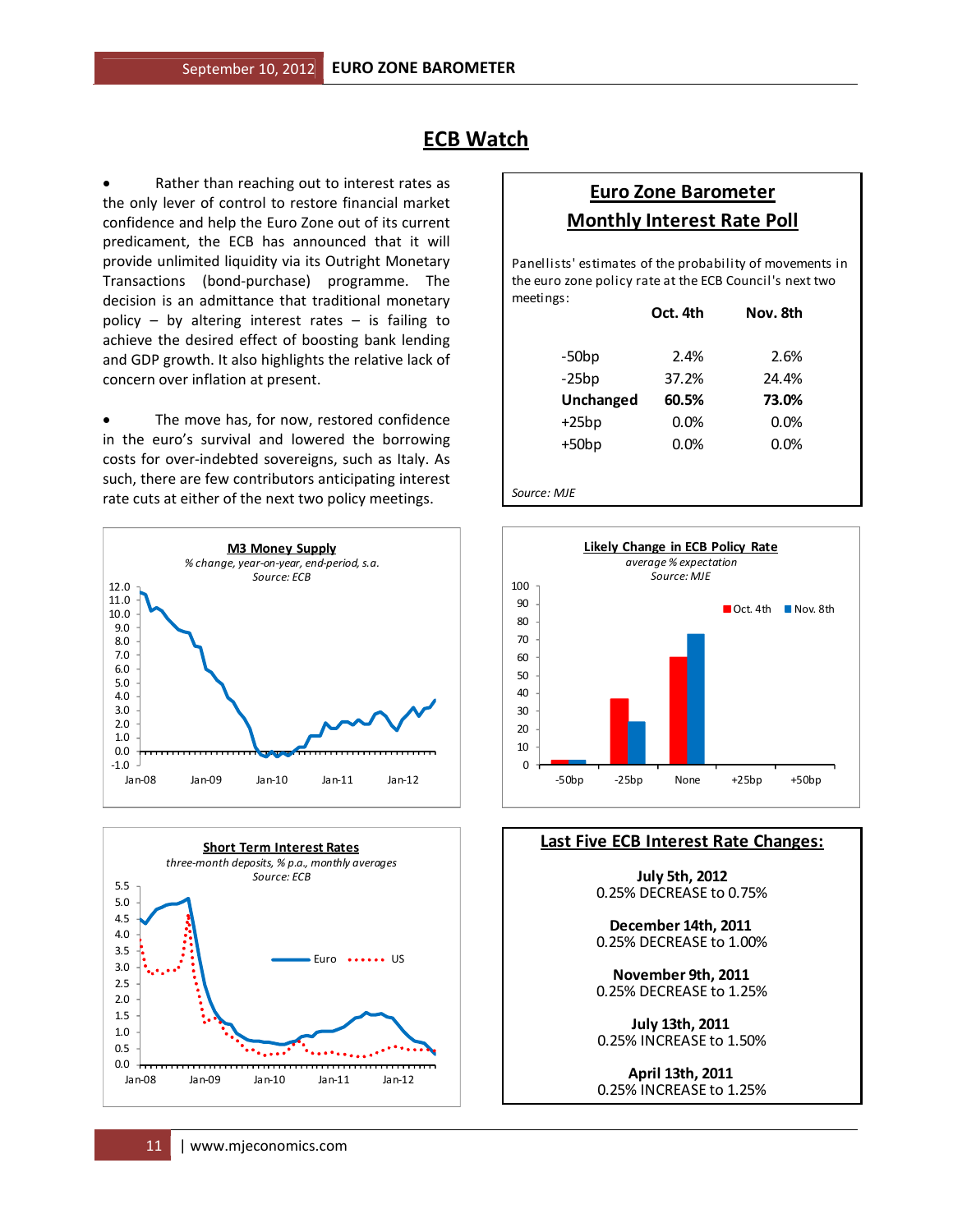# ECB Watch

- Rather than reaching out to interest rates as the only lever of control to restore financial market confidence and help the Euro Zone out of its current predicament, the ECB has announced that it will provide unlimited liquidity via its Outright Monetary Transactions (bond-purchase) programme. The decision is an admittance that traditional monetary policy – by altering interest rates – is failing to achieve the desired effect of boosting bank lending and GDP growth. It also highlights the relative lack of concern over inflation at present.

- The move has, for now, restored confidence in the euro's survival and lowered the borrowing costs for over-indebted sovereigns, such as Italy. As such, there are few contributors anticipating interest rate cuts at either of the next two policy meetings.

## Euro Zone Barometer Monthly Interest Rate Poll

Panellists' estimates of the probability of movements in the euro zone policy rate at the ECB Council's next two meetings:

| | Oct. 4th | Nov. 8th |
|---|---|---|
| -50bp | 2.4% | 2.6% |
| -25bp | 37.2% | 24.4% |
| **Unchanged** | **60.5%** | **73.0%** |
| +25bp | 0.0% | 0.0% |
| +50bp | 0.0% | 0.0% |

*Source: MJE*

**M3 Money Supply**
*% change, year-on-year, end-period, s.a.*
*Source: ECB*

**Likely Change in ECB Policy Rate**
*average % expectation*
*Source: MJE*

**Short Term Interest Rates**
*three-month deposits, % p.a., monthly averages*
*Source: ECB*

## Last Five ECB Interest Rate Changes:

**July 5th, 2012**
0.25% DECREASE to 0.75%

**December 14th, 2011**
0.25% DECREASE to 1.00%

**November 9th, 2011**
0.25% DECREASE to 1.25%

**July 13th, 2011**
0.25% INCREASE to 1.50%

**April 13th, 2011**
0.25% INCREASE to 1.25%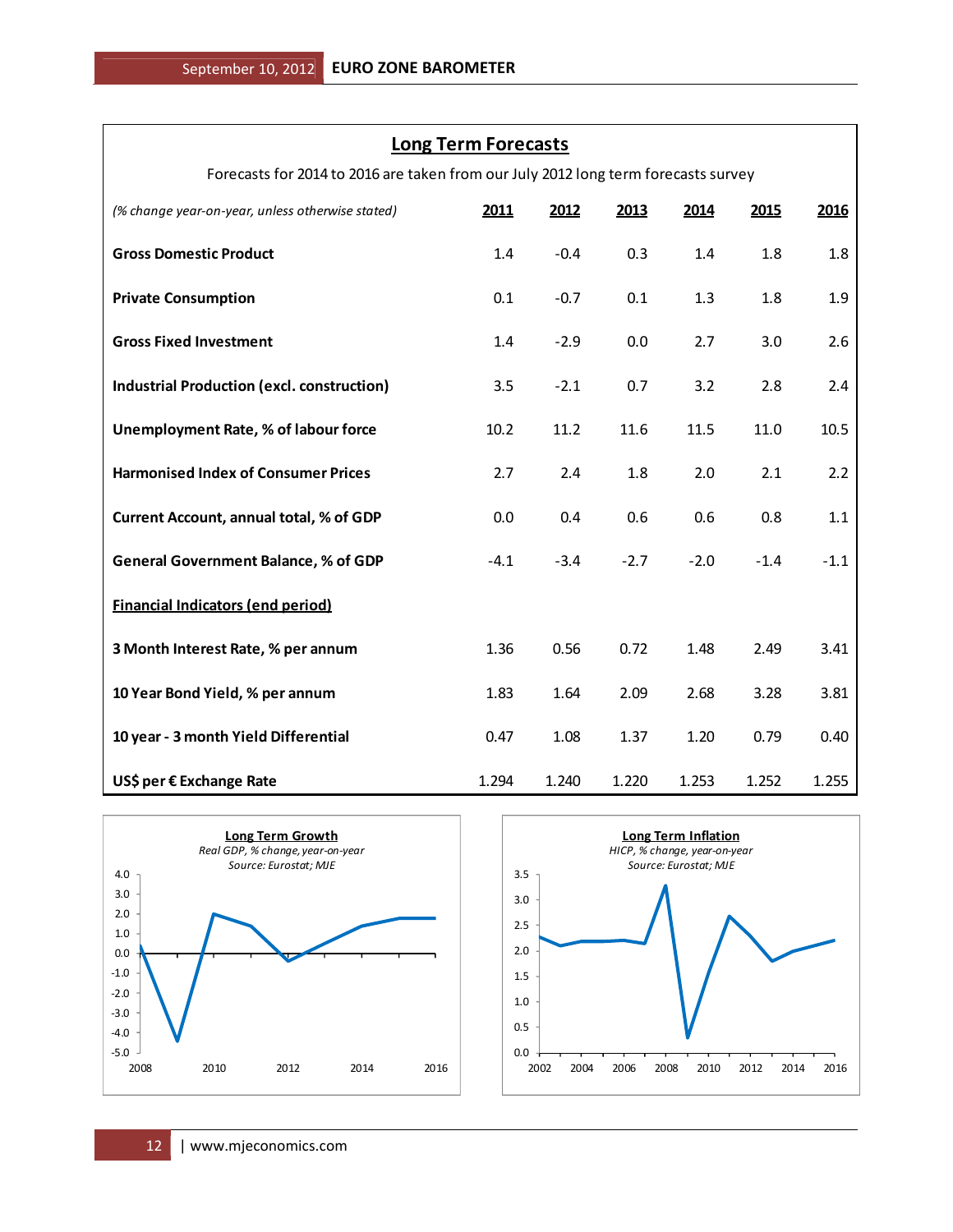## Long Term Forecasts

Forecasts for 2014 to 2016 are taken from our July 2012 long term forecasts survey

| *(% change year-on-year, unless otherwise stated)* | 2011 | 2012 | 2013 | 2014 | 2015 | 2016 |
|---|---|---|---|---|---|---|
| **Gross Domestic Product** | 1.4 | -0.4 | 0.3 | 1.4 | 1.8 | 1.8 |
| **Private Consumption** | 0.1 | -0.7 | 0.1 | 1.3 | 1.8 | 1.9 |
| **Gross Fixed Investment** | 1.4 | -2.9 | 0.0 | 2.7 | 3.0 | 2.6 |
| **Industrial Production (excl. construction)** | 3.5 | -2.1 | 0.7 | 3.2 | 2.8 | 2.4 |
| **Unemployment Rate, % of labour force** | 10.2 | 11.2 | 11.6 | 11.5 | 11.0 | 10.5 |
| **Harmonised Index of Consumer Prices** | 2.7 | 2.4 | 1.8 | 2.0 | 2.1 | 2.2 |
| **Current Account, annual total, % of GDP** | 0.0 | 0.4 | 0.6 | 0.6 | 0.8 | 1.1 |
| **General Government Balance, % of GDP** | -4.1 | -3.4 | -2.7 | -2.0 | -1.4 | -1.1 |
| **Financial Indicators (end period)** | | | | | | |
| **3 Month Interest Rate, % per annum** | 1.36 | 0.56 | 0.72 | 1.48 | 2.49 | 3.41 |
| **10 Year Bond Yield, % per annum** | 1.83 | 1.64 | 2.09 | 2.68 | 3.28 | 3.81 |
| **10 year - 3 month Yield Differential** | 0.47 | 1.08 | 1.37 | 1.20 | 0.79 | 0.40 |
| **US$ per € Exchange Rate** | 1.294 | 1.240 | 1.220 | 1.253 | 1.252 | 1.255 |

**Long Term Growth**
*Real GDP, % change, year-on-year*
*Source: Eurostat; MJE*

**Long Term Inflation**
*HICP, % change, year-on-year*
*Source: Eurostat; MJE*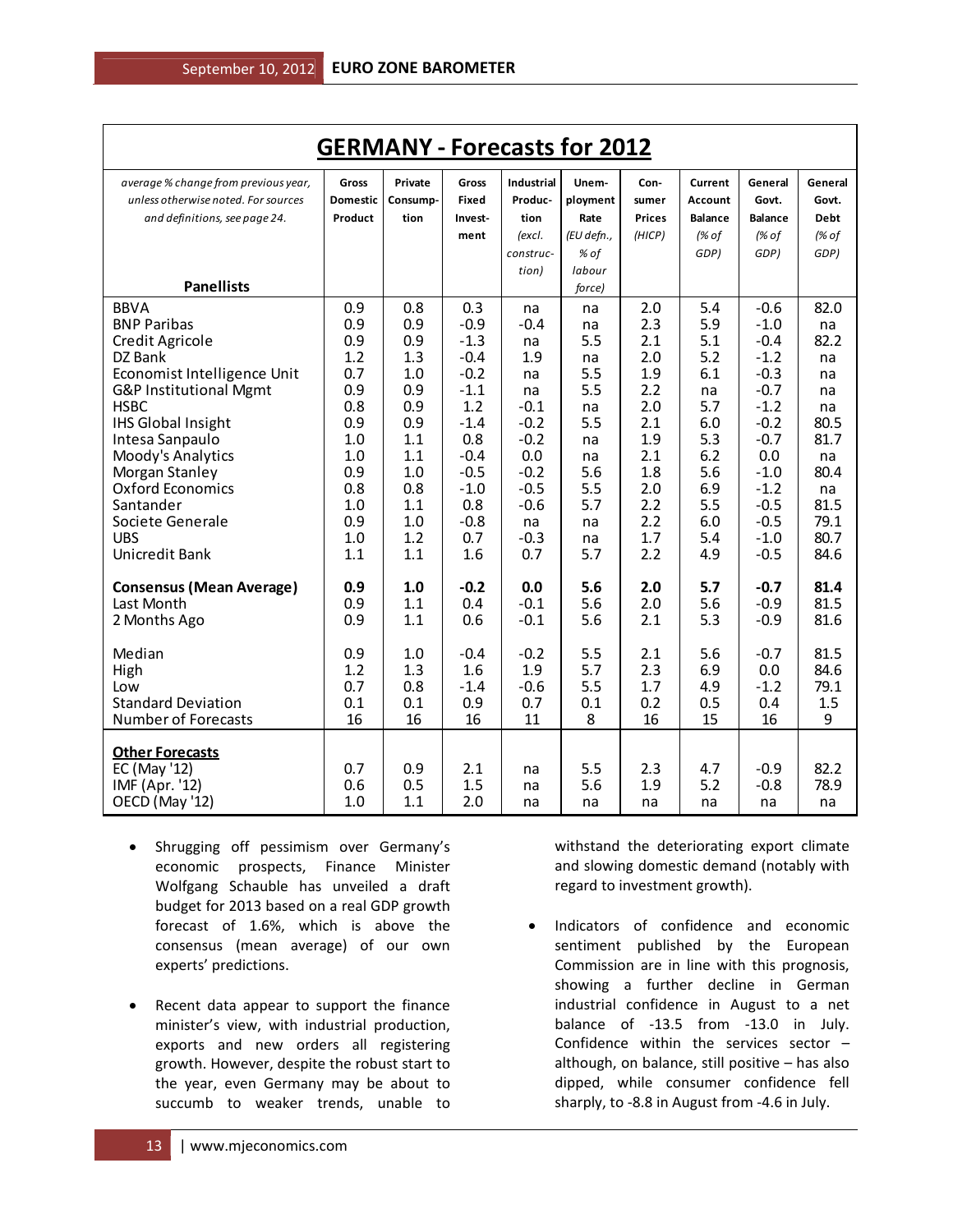## GERMANY - Forecasts for 2012

| *average % change from previous year, unless otherwise noted. For sources and definitions, see page 24.* **Panellists** | Gross Domestic Product | Private Consumption | Gross Fixed Investment | Industrial Production *(excl. construction)* | Unemployment Rate *(EU defn., % of labour force)* | Consumer Prices *(HICP)* | Current Account Balance *(% of GDP)* | General Govt. Balance *(% of GDP)* | General Govt. Debt *(% of GDP)* |
|---|---|---|---|---|---|---|---|---|---|
| BBVA | 0.9 | 0.8 | 0.3 | na | na | 2.0 | 5.4 | -0.6 | 82.0 |
| BNP Paribas | 0.9 | 0.9 | -0.9 | -0.4 | na | 2.3 | 5.9 | -1.0 | na |
| Credit Agricole | 0.9 | 0.9 | -1.3 | na | 5.5 | 2.1 | 5.1 | -0.4 | 82.2 |
| DZ Bank | 1.2 | 1.3 | -0.4 | 1.9 | na | 2.0 | 5.2 | -1.2 | na |
| Economist Intelligence Unit | 0.7 | 1.0 | -0.2 | na | 5.5 | 1.9 | 6.1 | -0.3 | na |
| G&P Institutional Mgmt | 0.9 | 0.9 | -1.1 | na | 5.5 | 2.2 | na | -0.7 | na |
| HSBC | 0.8 | 0.9 | 1.2 | -0.1 | na | 2.0 | 5.7 | -1.2 | na |
| IHS Global Insight | 0.9 | 0.9 | -1.4 | -0.2 | 5.5 | 2.1 | 6.0 | -0.2 | 80.5 |
| Intesa Sanpaulo | 1.0 | 1.1 | 0.8 | -0.2 | na | 1.9 | 5.3 | -0.7 | 81.7 |
| Moody's Analytics | 1.0 | 1.1 | -0.4 | 0.0 | na | 2.1 | 6.2 | 0.0 | na |
| Morgan Stanley | 0.9 | 1.0 | -0.5 | -0.2 | 5.6 | 1.8 | 5.6 | -1.0 | 80.4 |
| Oxford Economics | 0.8 | 0.8 | -1.0 | -0.5 | 5.5 | 2.0 | 6.9 | -1.2 | na |
| Santander | 1.0 | 1.1 | 0.8 | -0.6 | 5.7 | 2.2 | 5.5 | -0.5 | 81.5 |
| Societe Generale | 0.9 | 1.0 | -0.8 | na | na | 2.2 | 6.0 | -0.5 | 79.1 |
| UBS | 1.0 | 1.2 | 0.7 | -0.3 | na | 1.7 | 5.4 | -1.0 | 80.7 |
| Unicredit Bank | 1.1 | 1.1 | 1.6 | 0.7 | 5.7 | 2.2 | 4.9 | -0.5 | 84.6 |
| **Consensus (Mean Average)** | **0.9** | **1.0** | **-0.2** | **0.0** | **5.6** | **2.0** | **5.7** | **-0.7** | **81.4** |
| Last Month | 0.9 | 1.1 | 0.4 | -0.1 | 5.6 | 2.0 | 5.6 | -0.9 | 81.5 |
| 2 Months Ago | 0.9 | 1.1 | 0.6 | -0.1 | 5.6 | 2.1 | 5.3 | -0.9 | 81.6 |
| Median | 0.9 | 1.0 | -0.4 | -0.2 | 5.5 | 2.1 | 5.6 | -0.7 | 81.5 |
| High | 1.2 | 1.3 | 1.6 | 1.9 | 5.7 | 2.3 | 6.9 | 0.0 | 84.6 |
| Low | 0.7 | 0.8 | -1.4 | -0.6 | 5.5 | 1.7 | 4.9 | -1.2 | 79.1 |
| Standard Deviation | 0.1 | 0.1 | 0.9 | 0.7 | 0.1 | 0.2 | 0.5 | 0.4 | 1.5 |
| Number of Forecasts | 16 | 16 | 16 | 11 | 8 | 16 | 15 | 16 | 9 |
| **Other Forecasts** | | | | | | | | | |
| EC (May '12) | 0.7 | 0.9 | 2.1 | na | 5.5 | 2.3 | 4.7 | -0.9 | 82.2 |
| IMF (Apr. '12) | 0.6 | 0.5 | 1.5 | na | 5.6 | 1.9 | 5.2 | -0.8 | 78.9 |
| OECD (May '12) | 1.0 | 1.1 | 2.0 | na | na | na | na | na | na |

- Shrugging off pessimism over Germany's economic prospects, Finance Minister Wolfgang Schauble has unveiled a draft budget for 2013 based on a real GDP growth forecast of 1.6%, which is above the consensus (mean average) of our own experts' predictions.

- Recent data appear to support the finance minister's view, with industrial production, exports and new orders all registering growth. However, despite the robust start to the year, even Germany may be about to succumb to weaker trends, unable to withstand the deteriorating export climate and slowing domestic demand (notably with regard to investment growth).

- Indicators of confidence and economic sentiment published by the European Commission are in line with this prognosis, showing a further decline in German industrial confidence in August to a net balance of -13.5 from -13.0 in July. Confidence within the services sector – although, on balance, still positive – has also dipped, while consumer confidence fell sharply, to -8.8 in August from -4.6 in July.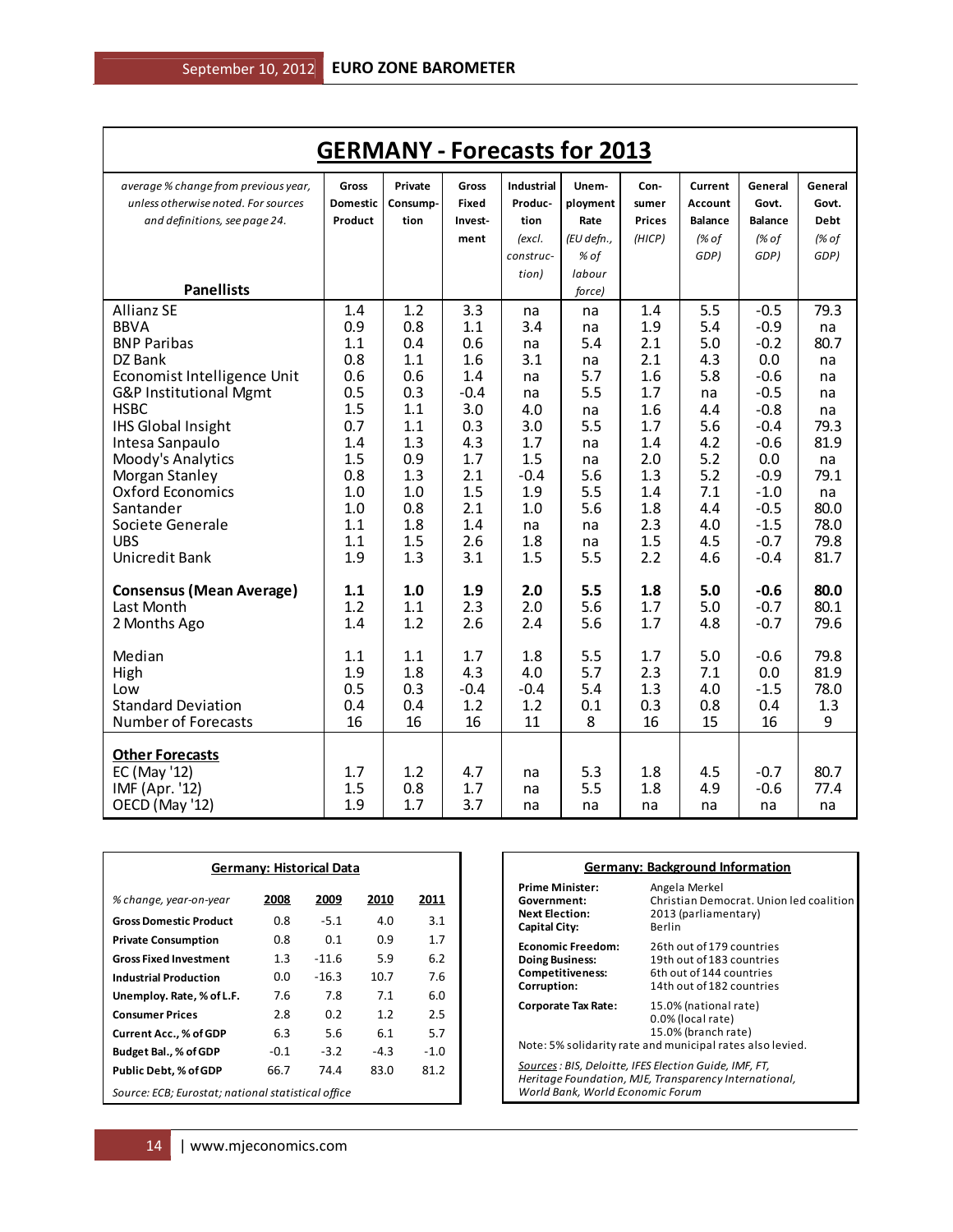# GERMANY - Forecasts for 2013

| *average % change from previous year, unless otherwise noted. For sources and definitions, see page 24.* **Panellists** | Gross Domestic Product | Private Consumption | Gross Fixed Investment | Industrial Production *(excl. construction)* | Unemployment Rate *(EU defn., % of labour force)* | Consumer Prices *(HICP)* | Current Account Balance *(% of GDP)* | General Govt. Balance *(% of GDP)* | General Govt. Debt *(% of GDP)* |
|---|---|---|---|---|---|---|---|---|---|
| Allianz SE | 1.4 | 1.2 | 3.3 | na | na | 1.4 | 5.5 | -0.5 | 79.3 |
| BBVA | 0.9 | 0.8 | 1.1 | 3.4 | na | 1.9 | 5.4 | -0.9 | na |
| BNP Paribas | 1.1 | 0.4 | 0.6 | na | 5.4 | 2.1 | 5.0 | -0.2 | 80.7 |
| DZ Bank | 0.8 | 1.1 | 1.6 | 3.1 | na | 2.1 | 4.3 | 0.0 | na |
| Economist Intelligence Unit | 0.6 | 0.6 | 1.4 | na | 5.7 | 1.6 | 5.8 | -0.6 | na |
| G&P Institutional Mgmt | 0.5 | 0.3 | -0.4 | na | 5.5 | 1.7 | na | -0.5 | na |
| HSBC | 1.5 | 1.1 | 3.0 | 4.0 | na | 1.6 | 4.4 | -0.8 | na |
| IHS Global Insight | 0.7 | 1.1 | 0.3 | 3.0 | 5.5 | 1.7 | 5.6 | -0.4 | 79.3 |
| Intesa Sanpaulo | 1.4 | 1.3 | 4.3 | 1.7 | na | 1.4 | 4.2 | -0.6 | 81.9 |
| Moody's Analytics | 1.5 | 0.9 | 1.7 | 1.5 | na | 2.0 | 5.2 | 0.0 | na |
| Morgan Stanley | 0.8 | 1.3 | 2.1 | -0.4 | 5.6 | 1.3 | 5.2 | -0.9 | 79.1 |
| Oxford Economics | 1.0 | 1.0 | 1.5 | 1.9 | 5.5 | 1.4 | 7.1 | -1.0 | na |
| Santander | 1.0 | 0.8 | 2.1 | 1.0 | 5.6 | 1.8 | 4.4 | -0.5 | 80.0 |
| Societe Generale | 1.1 | 1.8 | 1.4 | na | na | 2.3 | 4.0 | -1.5 | 78.0 |
| UBS | 1.1 | 1.5 | 2.6 | 1.8 | na | 1.5 | 4.5 | -0.7 | 79.8 |
| Unicredit Bank | 1.9 | 1.3 | 3.1 | 1.5 | 5.5 | 2.2 | 4.6 | -0.4 | 81.7 |
| **Consensus (Mean Average)** | **1.1** | **1.0** | **1.9** | **2.0** | **5.5** | **1.8** | **5.0** | **-0.6** | **80.0** |
| Last Month | 1.2 | 1.1 | 2.3 | 2.0 | 5.6 | 1.7 | 5.0 | -0.7 | 80.1 |
| 2 Months Ago | 1.4 | 1.2 | 2.6 | 2.4 | 5.6 | 1.7 | 4.8 | -0.7 | 79.6 |
| Median | 1.1 | 1.1 | 1.7 | 1.8 | 5.5 | 1.7 | 5.0 | -0.6 | 79.8 |
| High | 1.9 | 1.8 | 4.3 | 4.0 | 5.7 | 2.3 | 7.1 | 0.0 | 81.9 |
| Low | 0.5 | 0.3 | -0.4 | -0.4 | 5.4 | 1.3 | 4.0 | -1.5 | 78.0 |
| Standard Deviation | 0.4 | 0.4 | 1.2 | 1.2 | 0.1 | 0.3 | 0.8 | 0.4 | 1.3 |
| Number of Forecasts | 16 | 16 | 16 | 11 | 8 | 16 | 15 | 16 | 9 |
| **Other Forecasts** | | | | | | | | | |
| EC (May '12) | 1.7 | 1.2 | 4.7 | na | 5.3 | 1.8 | 4.5 | -0.7 | 80.7 |
| IMF (Apr. '12) | 1.5 | 0.8 | 1.7 | na | 5.5 | 1.8 | 4.9 | -0.6 | 77.4 |
| OECD (May '12) | 1.9 | 1.7 | 3.7 | na | na | na | na | na | na |

## Germany: Historical Data

| *% change, year-on-year* | 2008 | 2009 | 2010 | 2011 |
|---|---|---|---|---|
| **Gross Domestic Product** | 0.8 | -5.1 | 4.0 | 3.1 |
| **Private Consumption** | 0.8 | 0.1 | 0.9 | 1.7 |
| **Gross Fixed Investment** | 1.3 | -11.6 | 5.9 | 6.2 |
| **Industrial Production** | 0.0 | -16.3 | 10.7 | 7.6 |
| **Unemploy. Rate, % of L.F.** | 7.6 | 7.8 | 7.1 | 6.0 |
| **Consumer Prices** | 2.8 | 0.2 | 1.2 | 2.5 |
| **Current Acc., % of GDP** | 6.3 | 5.6 | 6.1 | 5.7 |
| **Budget Bal., % of GDP** | -0.1 | -3.2 | -4.3 | -1.0 |
| **Public Debt, % of GDP** | 66.7 | 74.4 | 83.0 | 81.2 |

*Source: ECB; Eurostat; national statistical office*

## Germany: Background Information

| | |
|---|---|
| **Prime Minister:** | Angela Merkel |
| **Government:** | Christian Democrat. Union led coalition |
| **Next Election:** | 2013 (parliamentary) |
| **Capital City:** | Berlin |
| **Economic Freedom:** | 26th out of 179 countries |
| **Doing Business:** | 19th out of 183 countries |
| **Competitiveness:** | 6th out of 144 countries |
| **Corruption:** | 14th out of 182 countries |
| **Corporate Tax Rate:** | 15.0% (national rate)<br>0.0% (local rate)<br>15.0% (branch rate) |

Note: 5% solidarity rate and municipal rates also levied.

*Sources: BIS, Deloitte, IFES Election Guide, IMF, FT, Heritage Foundation, MJE, Transparency International, World Bank, World Economic Forum*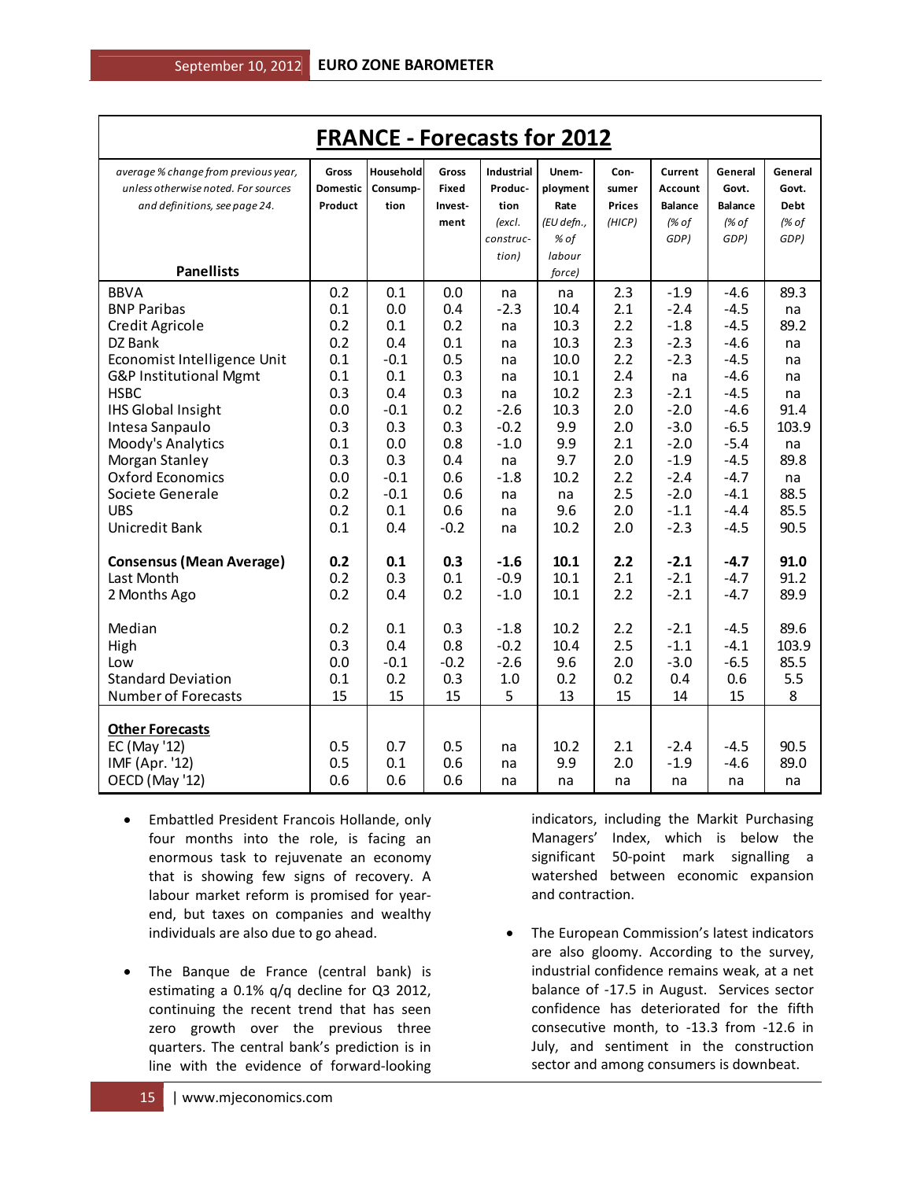## FRANCE - Forecasts for 2012

| *average % change from previous year, unless otherwise noted. For sources and definitions, see page 24.* **Panellists** | Gross Domestic Product | Household Consumption | Gross Fixed Investment | Industrial Production *(excl. construction)* | Unemployment Rate *(EU defn., % of labour force)* | Consumer Prices (HICP) | Current Account Balance *(% of GDP)* | General Govt. Balance *(% of GDP)* | General Govt. Debt *(% of GDP)* |
|---|---|---|---|---|---|---|---|---|---|
| BBVA | 0.2 | 0.1 | 0.0 | na | na | 2.3 | -1.9 | -4.6 | 89.3 |
| BNP Paribas | 0.1 | 0.0 | 0.4 | -2.3 | 10.4 | 2.1 | -2.4 | -4.5 | na |
| Credit Agricole | 0.2 | 0.1 | 0.2 | na | 10.3 | 2.2 | -1.8 | -4.5 | 89.2 |
| DZ Bank | 0.2 | 0.4 | 0.1 | na | 10.3 | 2.3 | -2.3 | -4.6 | na |
| Economist Intelligence Unit | 0.1 | -0.1 | 0.5 | na | 10.0 | 2.2 | -2.3 | -4.5 | na |
| G&P Institutional Mgmt | 0.1 | 0.1 | 0.3 | na | 10.1 | 2.4 | na | -4.6 | na |
| HSBC | 0.3 | 0.4 | 0.3 | na | 10.2 | 2.3 | -2.1 | -4.5 | na |
| IHS Global Insight | 0.0 | -0.1 | 0.2 | -2.6 | 10.3 | 2.0 | -2.0 | -4.6 | 91.4 |
| Intesa Sanpaulo | 0.3 | 0.3 | 0.3 | -0.2 | 9.9 | 2.0 | -3.0 | -6.5 | 103.9 |
| Moody's Analytics | 0.1 | 0.0 | 0.8 | -1.0 | 9.9 | 2.1 | -2.0 | -5.4 | na |
| Morgan Stanley | 0.3 | 0.3 | 0.4 | na | 9.7 | 2.0 | -1.9 | -4.5 | 89.8 |
| Oxford Economics | 0.0 | -0.1 | 0.6 | -1.8 | 10.2 | 2.2 | -2.4 | -4.7 | na |
| Societe Generale | 0.2 | -0.1 | 0.6 | na | na | 2.5 | -2.0 | -4.1 | 88.5 |
| UBS | 0.2 | 0.1 | 0.6 | na | 9.6 | 2.0 | -1.1 | -4.4 | 85.5 |
| Unicredit Bank | 0.1 | 0.4 | -0.2 | na | 10.2 | 2.0 | -2.3 | -4.5 | 90.5 |
| **Consensus (Mean Average)** | **0.2** | **0.1** | **0.3** | **-1.6** | **10.1** | **2.2** | **-2.1** | **-4.7** | **91.0** |
| Last Month | 0.2 | 0.3 | 0.1 | -0.9 | 10.1 | 2.1 | -2.1 | -4.7 | 91.2 |
| 2 Months Ago | 0.2 | 0.4 | 0.2 | -1.0 | 10.1 | 2.2 | -2.1 | -4.7 | 89.9 |
| Median | 0.2 | 0.1 | 0.3 | -1.8 | 10.2 | 2.2 | -2.1 | -4.5 | 89.6 |
| High | 0.3 | 0.4 | 0.8 | -0.2 | 10.4 | 2.5 | -1.1 | -4.1 | 103.9 |
| Low | 0.0 | -0.1 | -0.2 | -2.6 | 9.6 | 2.0 | -3.0 | -6.5 | 85.5 |
| Standard Deviation | 0.1 | 0.2 | 0.3 | 1.0 | 0.2 | 0.2 | 0.4 | 0.6 | 5.5 |
| Number of Forecasts | 15 | 15 | 15 | 5 | 13 | 15 | 14 | 15 | 8 |
| **Other Forecasts** | | | | | | | | | |
| EC (May '12) | 0.5 | 0.7 | 0.5 | na | 10.2 | 2.1 | -2.4 | -4.5 | 90.5 |
| IMF (Apr. '12) | 0.5 | 0.1 | 0.6 | na | 9.9 | 2.0 | -1.9 | -4.6 | 89.0 |
| OECD (May '12) | 0.6 | 0.6 | 0.6 | na | na | na | na | na | na |

- Embattled President Francois Hollande, only four months into the role, is facing an enormous task to rejuvenate an economy that is showing few signs of recovery. A labour market reform is promised for year-end, but taxes on companies and wealthy individuals are also due to go ahead.

- The Banque de France (central bank) is estimating a 0.1% q/q decline for Q3 2012, continuing the recent trend that has seen zero growth over the previous three quarters. The central bank's prediction is in line with the evidence of forward-looking indicators, including the Markit Purchasing Managers' Index, which is below the significant 50-point mark signalling a watershed between economic expansion and contraction.

- The European Commission's latest indicators are also gloomy. According to the survey, industrial confidence remains weak, at a net balance of -17.5 in August. Services sector confidence has deteriorated for the fifth consecutive month, to -13.3 from -12.6 in July, and sentiment in the construction sector and among consumers is downbeat.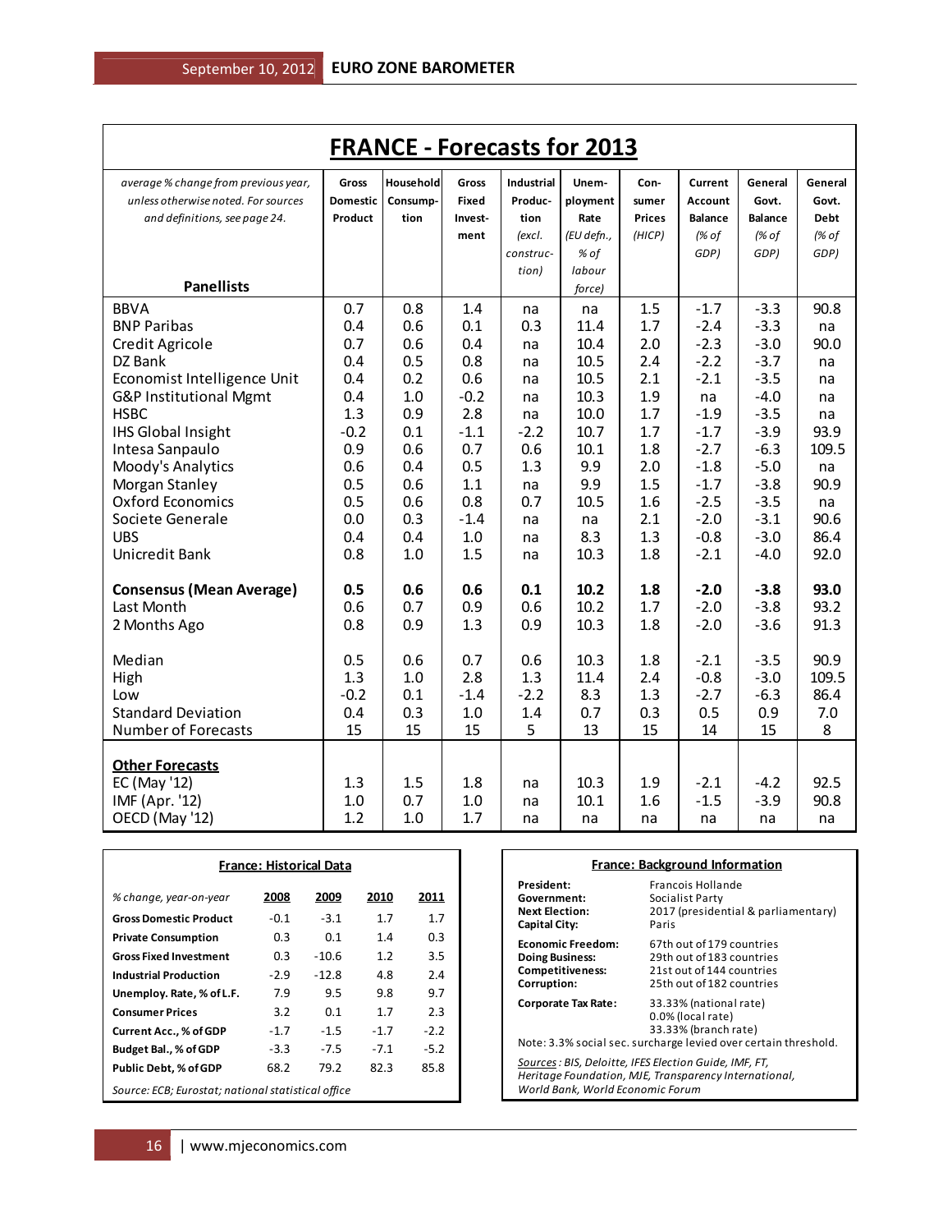# FRANCE - Forecasts for 2013

| *average % change from previous year, unless otherwise noted. For sources and definitions, see page 24.* **Panellists** | Gross Domestic Product | Household Consumption | Gross Fixed Investment | Industrial Production *(excl. construction)* | Unemployment Rate *(EU defn., % of labour force)* | Consumer Prices *(HICP)* | Current Account Balance *(% of GDP)* | General Govt. Balance *(% of GDP)* | General Govt. Debt *(% of GDP)* |
|---|---|---|---|---|---|---|---|---|---|
| BBVA | 0.7 | 0.8 | 1.4 | na | na | 1.5 | -1.7 | -3.3 | 90.8 |
| BNP Paribas | 0.4 | 0.6 | 0.1 | 0.3 | 11.4 | 1.7 | -2.4 | -3.3 | na |
| Credit Agricole | 0.7 | 0.6 | 0.4 | na | 10.4 | 2.0 | -2.3 | -3.0 | 90.0 |
| DZ Bank | 0.4 | 0.5 | 0.8 | na | 10.5 | 2.4 | -2.2 | -3.7 | na |
| Economist Intelligence Unit | 0.4 | 0.2 | 0.6 | na | 10.5 | 2.1 | -2.1 | -3.5 | na |
| G&P Institutional Mgmt | 0.4 | 1.0 | -0.2 | na | 10.3 | 1.9 | na | -4.0 | na |
| HSBC | 1.3 | 0.9 | 2.8 | na | 10.0 | 1.7 | -1.9 | -3.5 | na |
| IHS Global Insight | -0.2 | 0.1 | -1.1 | -2.2 | 10.7 | 1.7 | -1.7 | -3.9 | 93.9 |
| Intesa Sanpaulo | 0.9 | 0.6 | 0.7 | 0.6 | 10.1 | 1.8 | -2.7 | -6.3 | 109.5 |
| Moody's Analytics | 0.6 | 0.4 | 0.5 | 1.3 | 9.9 | 2.0 | -1.8 | -5.0 | na |
| Morgan Stanley | 0.5 | 0.6 | 1.1 | na | 9.9 | 1.5 | -1.7 | -3.8 | 90.9 |
| Oxford Economics | 0.5 | 0.6 | 0.8 | 0.7 | 10.5 | 1.6 | -2.5 | -3.5 | na |
| Societe Generale | 0.0 | 0.3 | -1.4 | na | na | 2.1 | -2.0 | -3.1 | 90.6 |
| UBS | 0.4 | 0.4 | 1.0 | na | 8.3 | 1.3 | -0.8 | -3.0 | 86.4 |
| Unicredit Bank | 0.8 | 1.0 | 1.5 | na | 10.3 | 1.8 | -2.1 | -4.0 | 92.0 |
| **Consensus (Mean Average)** | **0.5** | **0.6** | **0.6** | **0.1** | **10.2** | **1.8** | **-2.0** | **-3.8** | **93.0** |
| Last Month | 0.6 | 0.7 | 0.9 | 0.6 | 10.2 | 1.7 | -2.0 | -3.8 | 93.2 |
| 2 Months Ago | 0.8 | 0.9 | 1.3 | 0.9 | 10.3 | 1.8 | -2.0 | -3.6 | 91.3 |
| Median | 0.5 | 0.6 | 0.7 | 0.6 | 10.3 | 1.8 | -2.1 | -3.5 | 90.9 |
| High | 1.3 | 1.0 | 2.8 | 1.3 | 11.4 | 2.4 | -0.8 | -3.0 | 109.5 |
| Low | -0.2 | 0.1 | -1.4 | -2.2 | 8.3 | 1.3 | -2.7 | -6.3 | 86.4 |
| Standard Deviation | 0.4 | 0.3 | 1.0 | 1.4 | 0.7 | 0.3 | 0.5 | 0.9 | 7.0 |
| Number of Forecasts | 15 | 15 | 15 | 5 | 13 | 15 | 14 | 15 | 8 |
| **Other Forecasts** | | | | | | | | | |
| EC (May '12) | 1.3 | 1.5 | 1.8 | na | 10.3 | 1.9 | -2.1 | -4.2 | 92.5 |
| IMF (Apr. '12) | 1.0 | 0.7 | 1.0 | na | 10.1 | 1.6 | -1.5 | -3.9 | 90.8 |
| OECD (May '12) | 1.2 | 1.0 | 1.7 | na | na | na | na | na | na |

## France: Historical Data

| *% change, year-on-year* | 2008 | 2009 | 2010 | 2011 |
|---|---|---|---|---|
| **Gross Domestic Product** | -0.1 | -3.1 | 1.7 | 1.7 |
| **Private Consumption** | 0.3 | 0.1 | 1.4 | 0.3 |
| **Gross Fixed Investment** | 0.3 | -10.6 | 1.2 | 3.5 |
| **Industrial Production** | -2.9 | -12.8 | 4.8 | 2.4 |
| **Unemploy. Rate, % of L.F.** | 7.9 | 9.5 | 9.8 | 9.7 |
| **Consumer Prices** | 3.2 | 0.1 | 1.7 | 2.3 |
| **Current Acc., % of GDP** | -1.7 | -1.5 | -1.7 | -2.2 |
| **Budget Bal., % of GDP** | -3.3 | -7.5 | -7.1 | -5.2 |
| **Public Debt, % of GDP** | 68.2 | 79.2 | 82.3 | 85.8 |

*Source: ECB; Eurostat; national statistical office*

## France: Background Information

| | |
|---|---|
| **President:** | Francois Hollande |
| **Government:** | Socialist Party |
| **Next Election:** | 2017 (presidential & parliamentary) |
| **Capital City:** | Paris |
| **Economic Freedom:** | 67th out of 179 countries |
| **Doing Business:** | 29th out of 183 countries |
| **Competitiveness:** | 21st out of 144 countries |
| **Corruption:** | 25th out of 182 countries |
| **Corporate Tax Rate:** | 33.33% (national rate)<br>0.0% (local rate)<br>33.33% (branch rate) |

Note: 3.3% social sec. surcharge levied over certain threshold.

*Sources: BIS, Deloitte, IFES Election Guide, IMF, FT, Heritage Foundation, MJE, Transparency International, World Bank, World Economic Forum*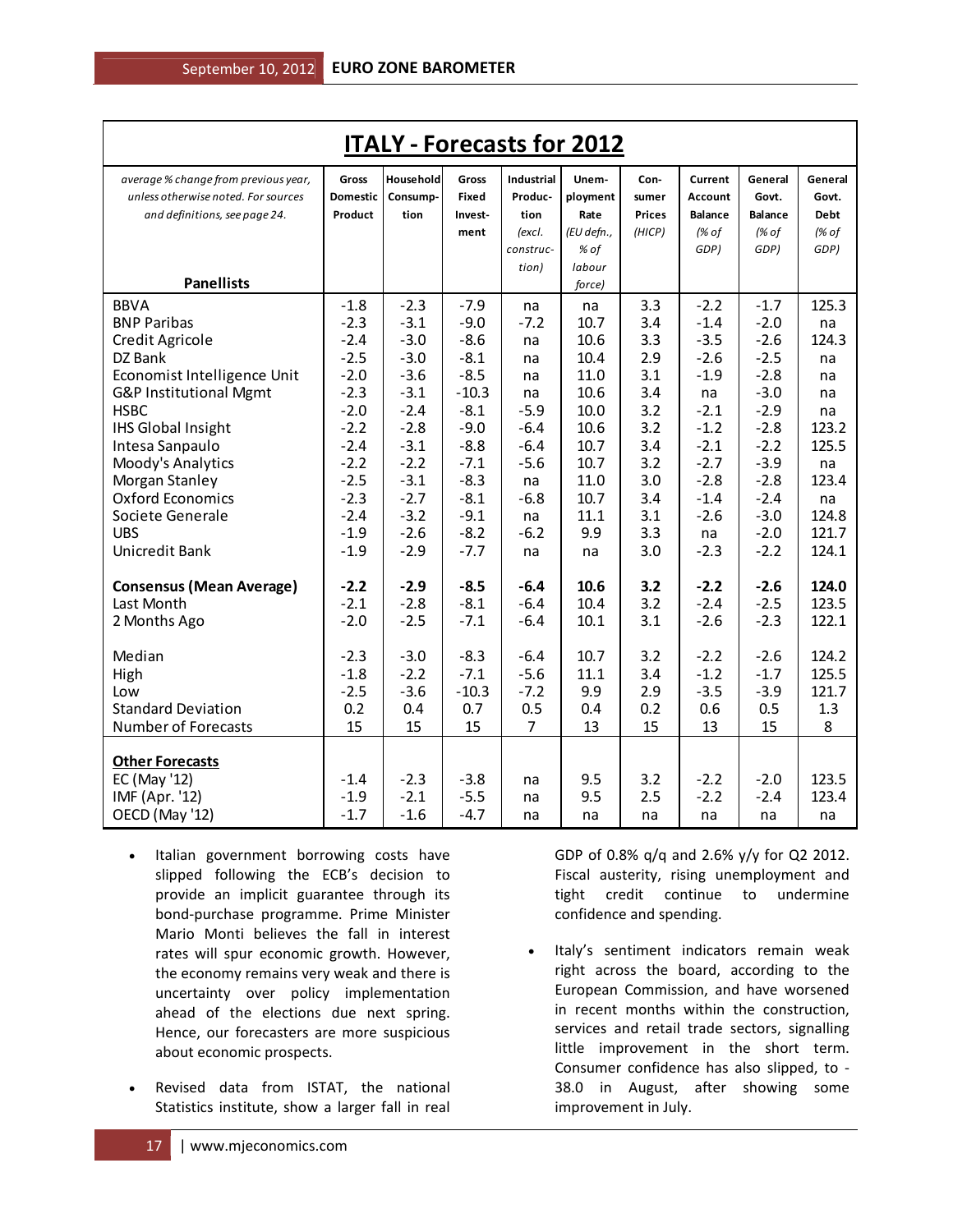# ITALY - Forecasts for 2012

| *average % change from previous year, unless otherwise noted. For sources and definitions, see page 24.* **Panellists** | Gross Domestic Product | Household Consumption | Gross Fixed Investment | Industrial Production *(excl. construction)* | Unemployment Rate *(EU defn., % of labour force)* | Consumer Prices *(HICP)* | Current Account Balance *(% of GDP)* | General Govt. Balance *(% of GDP)* | General Govt. Debt *(% of GDP)* |
|---|---|---|---|---|---|---|---|---|---|
| BBVA | -1.8 | -2.3 | -7.9 | na | na | 3.3 | -2.2 | -1.7 | 125.3 |
| BNP Paribas | -2.3 | -3.1 | -9.0 | -7.2 | 10.7 | 3.4 | -1.4 | -2.0 | na |
| Credit Agricole | -2.4 | -3.0 | -8.6 | na | 10.6 | 3.3 | -3.5 | -2.6 | 124.3 |
| DZ Bank | -2.5 | -3.0 | -8.1 | na | 10.4 | 2.9 | -2.6 | -2.5 | na |
| Economist Intelligence Unit | -2.0 | -3.6 | -8.5 | na | 11.0 | 3.1 | -1.9 | -2.8 | na |
| G&P Institutional Mgmt | -2.3 | -3.1 | -10.3 | na | 10.6 | 3.4 | na | -3.0 | na |
| HSBC | -2.0 | -2.4 | -8.1 | -5.9 | 10.0 | 3.2 | -2.1 | -2.9 | na |
| IHS Global Insight | -2.2 | -2.8 | -9.0 | -6.4 | 10.6 | 3.2 | -1.2 | -2.8 | 123.2 |
| Intesa Sanpaulo | -2.4 | -3.1 | -8.8 | -6.4 | 10.7 | 3.4 | -2.1 | -2.2 | 125.5 |
| Moody's Analytics | -2.2 | -2.2 | -7.1 | -5.6 | 10.7 | 3.2 | -2.7 | -3.9 | na |
| Morgan Stanley | -2.5 | -3.1 | -8.3 | na | 11.0 | 3.0 | -2.8 | -2.8 | 123.4 |
| Oxford Economics | -2.3 | -2.7 | -8.1 | -6.8 | 10.7 | 3.4 | -1.4 | -2.4 | na |
| Societe Generale | -2.4 | -3.2 | -9.1 | na | 11.1 | 3.1 | -2.6 | -3.0 | 124.8 |
| UBS | -1.9 | -2.6 | -8.2 | -6.2 | 9.9 | 3.3 | na | -2.0 | 121.7 |
| Unicredit Bank | -1.9 | -2.9 | -7.7 | na | na | 3.0 | -2.3 | -2.2 | 124.1 |
| **Consensus (Mean Average)** | **-2.2** | **-2.9** | **-8.5** | **-6.4** | **10.6** | **3.2** | **-2.2** | **-2.6** | **124.0** |
| Last Month | -2.1 | -2.8 | -8.1 | -6.4 | 10.4 | 3.2 | -2.4 | -2.5 | 123.5 |
| 2 Months Ago | -2.0 | -2.5 | -7.1 | -6.4 | 10.1 | 3.1 | -2.6 | -2.3 | 122.1 |
| Median | -2.3 | -3.0 | -8.3 | -6.4 | 10.7 | 3.2 | -2.2 | -2.6 | 124.2 |
| High | -1.8 | -2.2 | -7.1 | -5.6 | 11.1 | 3.4 | -1.2 | -1.7 | 125.5 |
| Low | -2.5 | -3.6 | -10.3 | -7.2 | 9.9 | 2.9 | -3.5 | -3.9 | 121.7 |
| Standard Deviation | 0.2 | 0.4 | 0.7 | 0.5 | 0.4 | 0.2 | 0.6 | 0.5 | 1.3 |
| Number of Forecasts | 15 | 15 | 15 | 7 | 13 | 15 | 13 | 15 | 8 |
| **Other Forecasts** | | | | | | | | | |
| EC (May '12) | -1.4 | -2.3 | -3.8 | na | 9.5 | 3.2 | -2.2 | -2.0 | 123.5 |
| IMF (Apr. '12) | -1.9 | -2.1 | -5.5 | na | 9.5 | 2.5 | -2.2 | -2.4 | 123.4 |
| OECD (May '12) | -1.7 | -1.6 | -4.7 | na | na | na | na | na | na |

- Italian government borrowing costs have slipped following the ECB's decision to provide an implicit guarantee through its bond-purchase programme. Prime Minister Mario Monti believes the fall in interest rates will spur economic growth. However, the economy remains very weak and there is uncertainty over policy implementation ahead of the elections due next spring. Hence, our forecasters are more suspicious about economic prospects.

- Revised data from ISTAT, the national Statistics institute, show a larger fall in real GDP of 0.8% q/q and 2.6% y/y for Q2 2012. Fiscal austerity, rising unemployment and tight credit continue to undermine confidence and spending.

- Italy's sentiment indicators remain weak right across the board, according to the European Commission, and have worsened in recent months within the construction, services and retail trade sectors, signalling little improvement in the short term. Consumer confidence has also slipped, to -38.0 in August, after showing some improvement in July.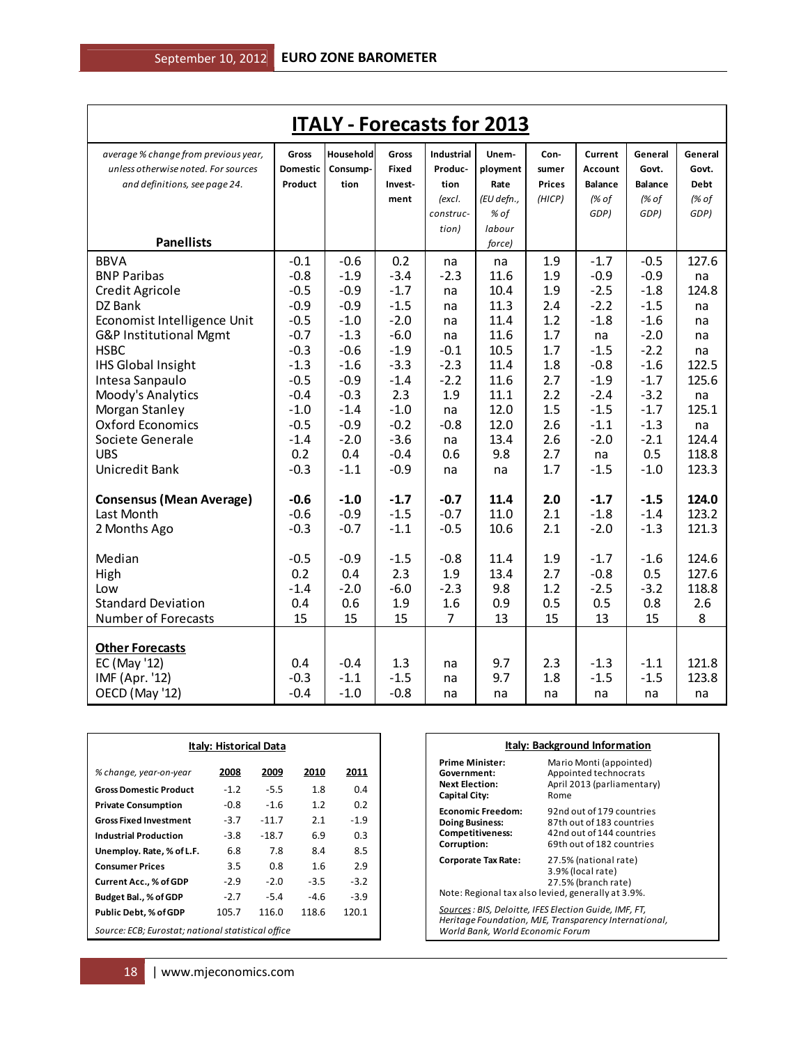# ITALY - Forecasts for 2013

| *average % change from previous year, unless otherwise noted. For sources and definitions, see page 24.* **Panellists** | Gross Domestic Product | Household Consumption | Gross Fixed Investment | Industrial Production *(excl. construction)* | Unemployment Rate *(EU defn., % of labour force)* | Consumer Prices *(HICP)* | Current Account Balance *(% of GDP)* | General Govt. Balance *(% of GDP)* | General Govt. Debt *(% of GDP)* |
|---|---|---|---|---|---|---|---|---|---|
| BBVA | -0.1 | -0.6 | 0.2 | na | na | 1.9 | -1.7 | -0.5 | 127.6 |
| BNP Paribas | -0.8 | -1.9 | -3.4 | -2.3 | 11.6 | 1.9 | -0.9 | -0.9 | na |
| Credit Agricole | -0.5 | -0.9 | -1.7 | na | 10.4 | 1.9 | -2.5 | -1.8 | 124.8 |
| DZ Bank | -0.9 | -0.9 | -1.5 | na | 11.3 | 2.4 | -2.2 | -1.5 | na |
| Economist Intelligence Unit | -0.5 | -1.0 | -2.0 | na | 11.4 | 1.2 | -1.8 | -1.6 | na |
| G&P Institutional Mgmt | -0.7 | -1.3 | -6.0 | na | 11.6 | 1.7 | na | -2.0 | na |
| HSBC | -0.3 | -0.6 | -1.9 | -0.1 | 10.5 | 1.7 | -1.5 | -2.2 | na |
| IHS Global Insight | -1.3 | -1.6 | -3.3 | -2.3 | 11.4 | 1.8 | -0.8 | -1.6 | 122.5 |
| Intesa Sanpaulo | -0.5 | -0.9 | -1.4 | -2.2 | 11.6 | 2.7 | -1.9 | -1.7 | 125.6 |
| Moody's Analytics | -0.4 | -0.3 | 2.3 | 1.9 | 11.1 | 2.2 | -2.4 | -3.2 | na |
| Morgan Stanley | -1.0 | -1.4 | -1.0 | na | 12.0 | 1.5 | -1.5 | -1.7 | 125.1 |
| Oxford Economics | -0.5 | -0.9 | -0.2 | -0.8 | 12.0 | 2.6 | -1.1 | -1.3 | na |
| Societe Generale | -1.4 | -2.0 | -3.6 | na | 13.4 | 2.6 | -2.0 | -2.1 | 124.4 |
| UBS | 0.2 | 0.4 | -0.4 | 0.6 | 9.8 | 2.7 | na | 0.5 | 118.8 |
| Unicredit Bank | -0.3 | -1.1 | -0.9 | na | na | 1.7 | -1.5 | -1.0 | 123.3 |
| **Consensus (Mean Average)** | **-0.6** | **-1.0** | **-1.7** | **-0.7** | **11.4** | **2.0** | **-1.7** | **-1.5** | **124.0** |
| Last Month | -0.6 | -0.9 | -1.5 | -0.7 | 11.0 | 2.1 | -1.8 | -1.4 | 123.2 |
| 2 Months Ago | -0.3 | -0.7 | -1.1 | -0.5 | 10.6 | 2.1 | -2.0 | -1.3 | 121.3 |
| Median | -0.5 | -0.9 | -1.5 | -0.8 | 11.4 | 1.9 | -1.7 | -1.6 | 124.6 |
| High | 0.2 | 0.4 | 2.3 | 1.9 | 13.4 | 2.7 | -0.8 | 0.5 | 127.6 |
| Low | -1.4 | -2.0 | -6.0 | -2.3 | 9.8 | 1.2 | -2.5 | -3.2 | 118.8 |
| Standard Deviation | 0.4 | 0.6 | 1.9 | 1.6 | 0.9 | 0.5 | 0.5 | 0.8 | 2.6 |
| Number of Forecasts | 15 | 15 | 15 | 7 | 13 | 15 | 13 | 15 | 8 |
| **Other Forecasts** | | | | | | | | | |
| EC (May '12) | 0.4 | -0.4 | 1.3 | na | 9.7 | 2.3 | -1.3 | -1.1 | 121.8 |
| IMF (Apr. '12) | -0.3 | -1.1 | -1.5 | na | 9.7 | 1.8 | -1.5 | -1.5 | 123.8 |
| OECD (May '12) | -0.4 | -1.0 | -0.8 | na | na | na | na | na | na |

## Italy: Historical Data

| *% change, year-on-year* | 2008 | 2009 | 2010 | 2011 |
|---|---|---|---|---|
| **Gross Domestic Product** | -1.2 | -5.5 | 1.8 | 0.4 |
| **Private Consumption** | -0.8 | -1.6 | 1.2 | 0.2 |
| **Gross Fixed Investment** | -3.7 | -11.7 | 2.1 | -1.9 |
| **Industrial Production** | -3.8 | -18.7 | 6.9 | 0.3 |
| **Unemploy. Rate, % of L.F.** | 6.8 | 7.8 | 8.4 | 8.5 |
| **Consumer Prices** | 3.5 | 0.8 | 1.6 | 2.9 |
| **Current Acc., % of GDP** | -2.9 | -2.0 | -3.5 | -3.2 |
| **Budget Bal., % of GDP** | -2.7 | -5.4 | -4.6 | -3.9 |
| **Public Debt, % of GDP** | 105.7 | 116.0 | 118.6 | 120.1 |

*Source: ECB; Eurostat; national statistical office*

## Italy: Background Information

| | |
|---|---|
| **Prime Minister:** | Mario Monti (appointed) |
| **Government:** | Appointed technocrats |
| **Next Election:** | April 2013 (parliamentary) |
| **Capital City:** | Rome |
| **Economic Freedom:** | 92nd out of 179 countries |
| **Doing Business:** | 87th out of 183 countries |
| **Competitiveness:** | 42nd out of 144 countries |
| **Corruption:** | 69th out of 182 countries |
| **Corporate Tax Rate:** | 27.5% (national rate)<br>3.9% (local rate)<br>27.5% (branch rate) |

Note: Regional tax also levied, generally at 3.9%.

*Sources: BIS, Deloitte, IFES Election Guide, IMF, FT, Heritage Foundation, MJE, Transparency International, World Bank, World Economic Forum*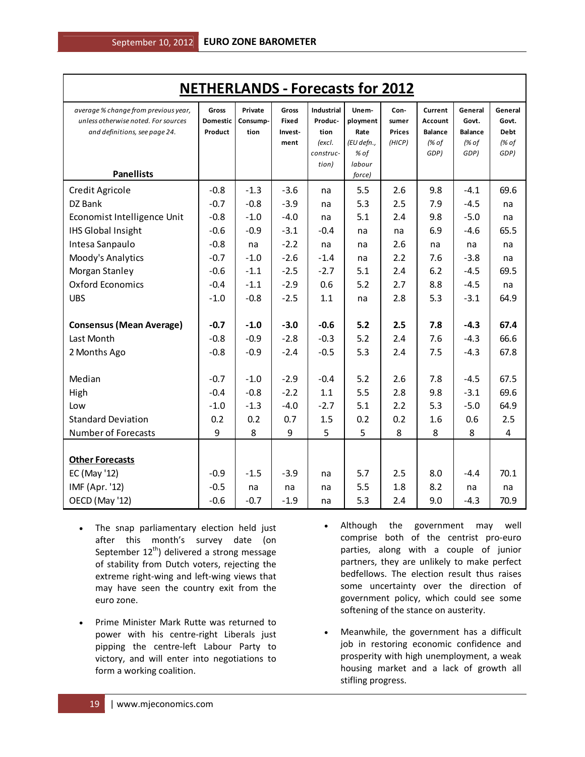## NETHERLANDS - Forecasts for 2012

| *average % change from previous year, unless otherwise noted. For sources and definitions, see page 24.* **Panellists** | Gross Domestic Product | Private Consumption | Gross Fixed Investment | Industrial Production *(excl. construction)* | Unemployment Rate *(EU defn., % of labour force)* | Consumer Prices *(HICP)* | Current Account Balance *(% of GDP)* | General Govt. Balance *(% of GDP)* | General Govt. Debt *(% of GDP)* |
|---|---|---|---|---|---|---|---|---|---|
| Credit Agricole | -0.8 | -1.3 | -3.6 | na | 5.5 | 2.6 | 9.8 | -4.1 | 69.6 |
| DZ Bank | -0.7 | -0.8 | -3.9 | na | 5.3 | 2.5 | 7.9 | -4.5 | na |
| Economist Intelligence Unit | -0.8 | -1.0 | -4.0 | na | 5.1 | 2.4 | 9.8 | -5.0 | na |
| IHS Global Insight | -0.6 | -0.9 | -3.1 | -0.4 | na | na | 6.9 | -4.6 | 65.5 |
| Intesa Sanpaulo | -0.8 | na | -2.2 | na | na | 2.6 | na | na | na |
| Moody's Analytics | -0.7 | -1.0 | -2.6 | -1.4 | na | 2.2 | 7.6 | -3.8 | na |
| Morgan Stanley | -0.6 | -1.1 | -2.5 | -2.7 | 5.1 | 2.4 | 6.2 | -4.5 | 69.5 |
| Oxford Economics | -0.4 | -1.1 | -2.9 | 0.6 | 5.2 | 2.7 | 8.8 | -4.5 | na |
| UBS | -1.0 | -0.8 | -2.5 | 1.1 | na | 2.8 | 5.3 | -3.1 | 64.9 |
| **Consensus (Mean Average)** | **-0.7** | **-1.0** | **-3.0** | **-0.6** | **5.2** | **2.5** | **7.8** | **-4.3** | **67.4** |
| Last Month | -0.8 | -0.9 | -2.8 | -0.3 | 5.2 | 2.4 | 7.6 | -4.3 | 66.6 |
| 2 Months Ago | -0.8 | -0.9 | -2.4 | -0.5 | 5.3 | 2.4 | 7.5 | -4.3 | 67.8 |
| Median | -0.7 | -1.0 | -2.9 | -0.4 | 5.2 | 2.6 | 7.8 | -4.5 | 67.5 |
| High | -0.4 | -0.8 | -2.2 | 1.1 | 5.5 | 2.8 | 9.8 | -3.1 | 69.6 |
| Low | -1.0 | -1.3 | -4.0 | -2.7 | 5.1 | 2.2 | 5.3 | -5.0 | 64.9 |
| Standard Deviation | 0.2 | 0.2 | 0.7 | 1.5 | 0.2 | 0.2 | 1.6 | 0.6 | 2.5 |
| Number of Forecasts | 9 | 8 | 9 | 5 | 5 | 8 | 8 | 8 | 4 |
| **Other Forecasts** | | | | | | | | | |
| EC (May '12) | -0.9 | -1.5 | -3.9 | na | 5.7 | 2.5 | 8.0 | -4.4 | 70.1 |
| IMF (Apr. '12) | -0.5 | na | na | na | 5.5 | 1.8 | 8.2 | na | na |
| OECD (May '12) | -0.6 | -0.7 | -1.9 | na | 5.3 | 2.4 | 9.0 | -4.3 | 70.9 |

- The snap parliamentary election held just after this month's survey date (on September 12th) delivered a strong message of stability from Dutch voters, rejecting the extreme right-wing and left-wing views that may have seen the country exit from the euro zone.
- Prime Minister Mark Rutte was returned to power with his centre-right Liberals just pipping the centre-left Labour Party to victory, and will enter into negotiations to form a working coalition.
- Although the government may well comprise both of the centrist pro-euro parties, along with a couple of junior partners, they are unlikely to make perfect bedfellows. The election result thus raises some uncertainty over the direction of government policy, which could see some softening of the stance on austerity.
- Meanwhile, the government has a difficult job in restoring economic confidence and prosperity with high unemployment, a weak housing market and a lack of growth all stifling progress.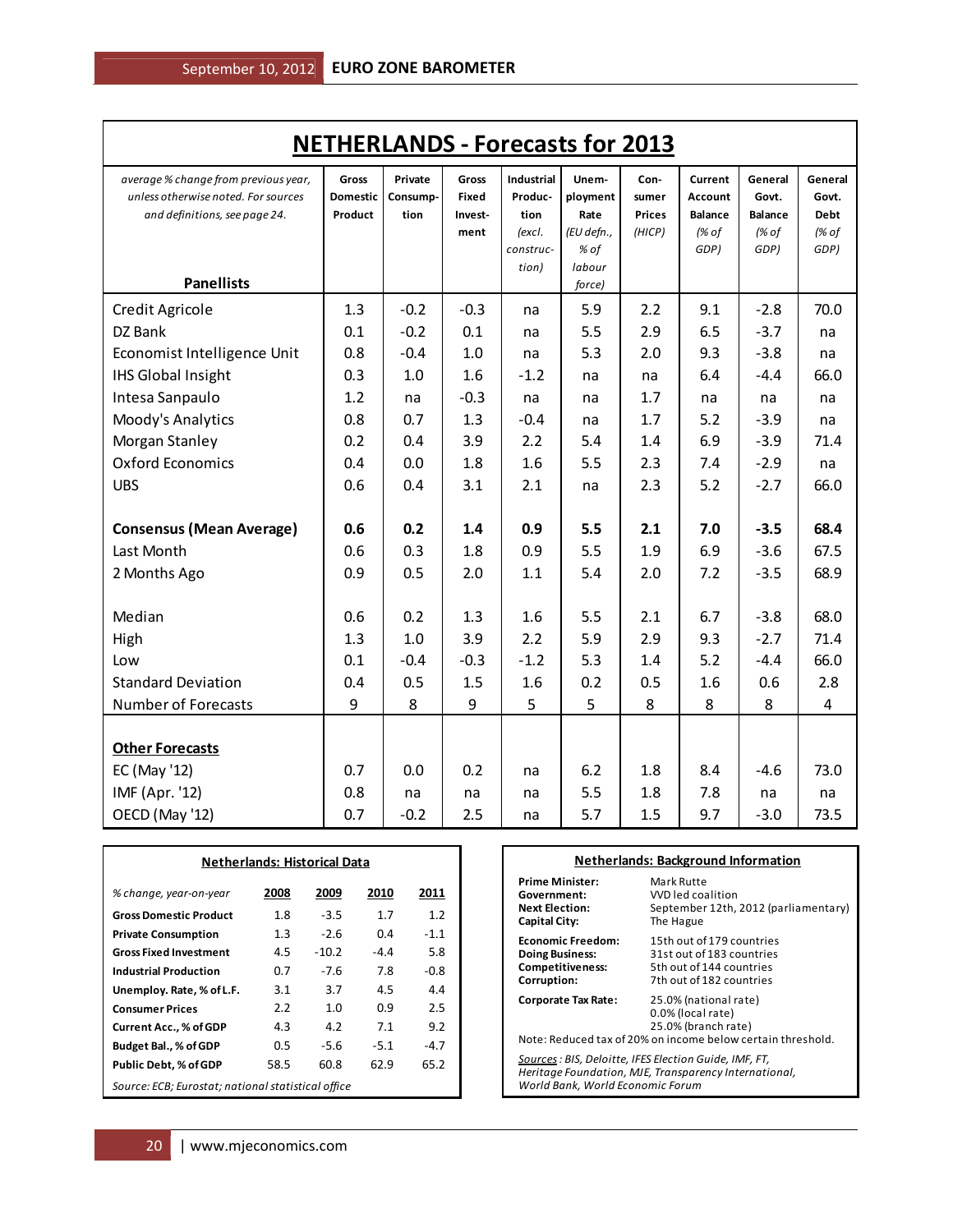# NETHERLANDS - Forecasts for 2013

| *average % change from previous year, unless otherwise noted. For sources and definitions, see page 24.* **Panellists** | Gross Domestic Product | Private Consumption | Gross Fixed Investment | Industrial Production *(excl. construction)* | Unemployment Rate *(EU defn., % of labour force)* | Consumer Prices *(HICP)* | Current Account Balance *(% of GDP)* | General Govt. Balance *(% of GDP)* | General Govt. Debt *(% of GDP)* |
|---|---|---|---|---|---|---|---|---|---|
| Credit Agricole | 1.3 | -0.2 | -0.3 | na | 5.9 | 2.2 | 9.1 | -2.8 | 70.0 |
| DZ Bank | 0.1 | -0.2 | 0.1 | na | 5.5 | 2.9 | 6.5 | -3.7 | na |
| Economist Intelligence Unit | 0.8 | -0.4 | 1.0 | na | 5.3 | 2.0 | 9.3 | -3.8 | na |
| IHS Global Insight | 0.3 | 1.0 | 1.6 | -1.2 | na | na | 6.4 | -4.4 | 66.0 |
| Intesa Sanpaulo | 1.2 | na | -0.3 | na | na | 1.7 | na | na | na |
| Moody's Analytics | 0.8 | 0.7 | 1.3 | -0.4 | na | 1.7 | 5.2 | -3.9 | na |
| Morgan Stanley | 0.2 | 0.4 | 3.9 | 2.2 | 5.4 | 1.4 | 6.9 | -3.9 | 71.4 |
| Oxford Economics | 0.4 | 0.0 | 1.8 | 1.6 | 5.5 | 2.3 | 7.4 | -2.9 | na |
| UBS | 0.6 | 0.4 | 3.1 | 2.1 | na | 2.3 | 5.2 | -2.7 | 66.0 |
| **Consensus (Mean Average)** | **0.6** | **0.2** | **1.4** | **0.9** | **5.5** | **2.1** | **7.0** | **-3.5** | **68.4** |
| Last Month | 0.6 | 0.3 | 1.8 | 0.9 | 5.5 | 1.9 | 6.9 | -3.6 | 67.5 |
| 2 Months Ago | 0.9 | 0.5 | 2.0 | 1.1 | 5.4 | 2.0 | 7.2 | -3.5 | 68.9 |
| Median | 0.6 | 0.2 | 1.3 | 1.6 | 5.5 | 2.1 | 6.7 | -3.8 | 68.0 |
| High | 1.3 | 1.0 | 3.9 | 2.2 | 5.9 | 2.9 | 9.3 | -2.7 | 71.4 |
| Low | 0.1 | -0.4 | -0.3 | -1.2 | 5.3 | 1.4 | 5.2 | -4.4 | 66.0 |
| Standard Deviation | 0.4 | 0.5 | 1.5 | 1.6 | 0.2 | 0.5 | 1.6 | 0.6 | 2.8 |
| Number of Forecasts | 9 | 8 | 9 | 5 | 5 | 8 | 8 | 8 | 4 |
| **Other Forecasts** | | | | | | | | | |
| EC (May '12) | 0.7 | 0.0 | 0.2 | na | 6.2 | 1.8 | 8.4 | -4.6 | 73.0 |
| IMF (Apr. '12) | 0.8 | na | na | na | 5.5 | 1.8 | 7.8 | na | na |
| OECD (May '12) | 0.7 | -0.2 | 2.5 | na | 5.7 | 1.5 | 9.7 | -3.0 | 73.5 |

## Netherlands: Historical Data

| *% change, year-on-year* | 2008 | 2009 | 2010 | 2011 |
|---|---|---|---|---|
| **Gross Domestic Product** | 1.8 | -3.5 | 1.7 | 1.2 |
| **Private Consumption** | 1.3 | -2.6 | 0.4 | -1.1 |
| **Gross Fixed Investment** | 4.5 | -10.2 | -4.4 | 5.8 |
| **Industrial Production** | 0.7 | -7.6 | 7.8 | -0.8 |
| **Unemploy. Rate, % of L.F.** | 3.1 | 3.7 | 4.5 | 4.4 |
| **Consumer Prices** | 2.2 | 1.0 | 0.9 | 2.5 |
| **Current Acc., % of GDP** | 4.3 | 4.2 | 7.1 | 9.2 |
| **Budget Bal., % of GDP** | 0.5 | -5.6 | -5.1 | -4.7 |
| **Public Debt, % of GDP** | 58.5 | 60.8 | 62.9 | 65.2 |

*Source: ECB; Eurostat; national statistical office*

## Netherlands: Background Information

| | |
|---|---|
| **Prime Minister:** | Mark Rutte |
| **Government:** | VVD led coalition |
| **Next Election:** | September 12th, 2012 (parliamentary) |
| **Capital City:** | The Hague |
| **Economic Freedom:** | 15th out of 179 countries |
| **Doing Business:** | 31st out of 183 countries |
| **Competitiveness:** | 5th out of 144 countries |
| **Corruption:** | 7th out of 182 countries |
| **Corporate Tax Rate:** | 25.0% (national rate) 0.0% (local rate) 25.0% (branch rate) |

Note: Reduced tax of 20% on income below certain threshold.

*Sources: BIS, Deloitte, IFES Election Guide, IMF, FT, Heritage Foundation, MJE, Transparency International, World Bank, World Economic Forum*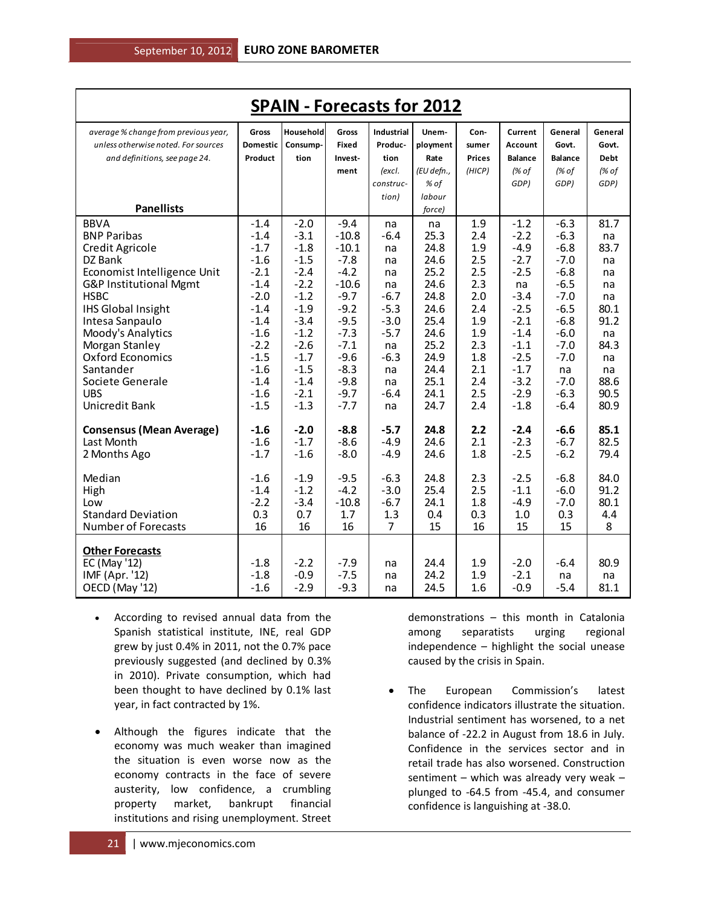## SPAIN - Forecasts for 2012

| *average % change from previous year, unless otherwise noted. For sources and definitions, see page 24.* **Panellists** | Gross Domestic Product | Household Consump-tion | Gross Fixed Invest-ment | Industrial Produc-tion *(excl. construc-tion)* | Unem-ployment Rate *(EU defn., % of labour force)* | Con-sumer Prices (HICP) | Current Account Balance *(% of GDP)* | General Govt. Balance *(% of GDP)* | General Govt. Debt *(% of GDP)* |
|---|---|---|---|---|---|---|---|---|---|
| BBVA | -1.4 | -2.0 | -9.4 | na | na | 1.9 | -1.2 | -6.3 | 81.7 |
| BNP Paribas | -1.4 | -3.1 | -10.8 | -6.4 | 25.3 | 2.4 | -2.2 | -6.3 | na |
| Credit Agricole | -1.7 | -1.8 | -10.1 | na | 24.8 | 1.9 | -4.9 | -6.8 | 83.7 |
| DZ Bank | -1.6 | -1.5 | -7.8 | na | 24.6 | 2.5 | -2.7 | -7.0 | na |
| Economist Intelligence Unit | -2.1 | -2.4 | -4.2 | na | 25.2 | 2.5 | -2.5 | -6.8 | na |
| G&P Institutional Mgmt | -1.4 | -2.2 | -10.6 | na | 24.6 | 2.3 | na | -6.5 | na |
| HSBC | -2.0 | -1.2 | -9.7 | -6.7 | 24.8 | 2.0 | -3.4 | -7.0 | na |
| IHS Global Insight | -1.4 | -1.9 | -9.2 | -5.3 | 24.6 | 2.4 | -2.5 | -6.5 | 80.1 |
| Intesa Sanpaulo | -1.4 | -3.4 | -9.5 | -3.0 | 25.4 | 1.9 | -2.1 | -6.8 | 91.2 |
| Moody's Analytics | -1.6 | -1.2 | -7.3 | -5.7 | 24.6 | 1.9 | -1.4 | -6.0 | na |
| Morgan Stanley | -2.2 | -2.6 | -7.1 | na | 25.2 | 2.3 | -1.1 | -7.0 | 84.3 |
| Oxford Economics | -1.5 | -1.7 | -9.6 | -6.3 | 24.9 | 1.8 | -2.5 | -7.0 | na |
| Santander | -1.6 | -1.5 | -8.3 | na | 24.4 | 2.1 | -1.7 | na | na |
| Societe Generale | -1.4 | -1.4 | -9.8 | na | 25.1 | 2.4 | -3.2 | -7.0 | 88.6 |
| UBS | -1.6 | -2.1 | -9.7 | -6.4 | 24.1 | 2.5 | -2.9 | -6.3 | 90.5 |
| Unicredit Bank | -1.5 | -1.3 | -7.7 | na | 24.7 | 2.4 | -1.8 | -6.4 | 80.9 |
| **Consensus (Mean Average)** | **-1.6** | **-2.0** | **-8.8** | **-5.7** | **24.8** | **2.2** | **-2.4** | **-6.6** | **85.1** |
| Last Month | -1.6 | -1.7 | -8.6 | -4.9 | 24.6 | 2.1 | -2.3 | -6.7 | 82.5 |
| 2 Months Ago | -1.7 | -1.6 | -8.0 | -4.9 | 24.6 | 1.8 | -2.5 | -6.2 | 79.4 |
| Median | -1.6 | -1.9 | -9.5 | -6.3 | 24.8 | 2.3 | -2.5 | -6.8 | 84.0 |
| High | -1.4 | -1.2 | -4.2 | -3.0 | 25.4 | 2.5 | -1.1 | -6.0 | 91.2 |
| Low | -2.2 | -3.4 | -10.8 | -6.7 | 24.1 | 1.8 | -4.9 | -7.0 | 80.1 |
| Standard Deviation | 0.3 | 0.7 | 1.7 | 1.3 | 0.4 | 0.3 | 1.0 | 0.3 | 4.4 |
| Number of Forecasts | 16 | 16 | 16 | 7 | 15 | 16 | 15 | 15 | 8 |
| **Other Forecasts** | | | | | | | | | |
| EC (May '12) | -1.8 | -2.2 | -7.9 | na | 24.4 | 1.9 | -2.0 | -6.4 | 80.9 |
| IMF (Apr. '12) | -1.8 | -0.9 | -7.5 | na | 24.2 | 1.9 | -2.1 | na | na |
| OECD (May '12) | -1.6 | -2.9 | -9.3 | na | 24.5 | 1.6 | -0.9 | -5.4 | 81.1 |

- According to revised annual data from the Spanish statistical institute, INE, real GDP grew by just 0.4% in 2011, not the 0.7% pace previously suggested (and declined by 0.3% in 2010). Private consumption, which had been thought to have declined by 0.1% last year, in fact contracted by 1%.

- Although the figures indicate that the economy was much weaker than imagined the situation is even worse now as the economy contracts in the face of severe austerity, low confidence, a crumbling property market, bankrupt financial institutions and rising unemployment. Street demonstrations – this month in Catalonia among separatists urging regional independence – highlight the social unease caused by the crisis in Spain.

- The European Commission's latest confidence indicators illustrate the situation. Industrial sentiment has worsened, to a net balance of -22.2 in August from 18.6 in July. Confidence in the services sector and in retail trade has also worsened. Construction sentiment – which was already very weak – plunged to -64.5 from -45.4, and consumer confidence is languishing at -38.0.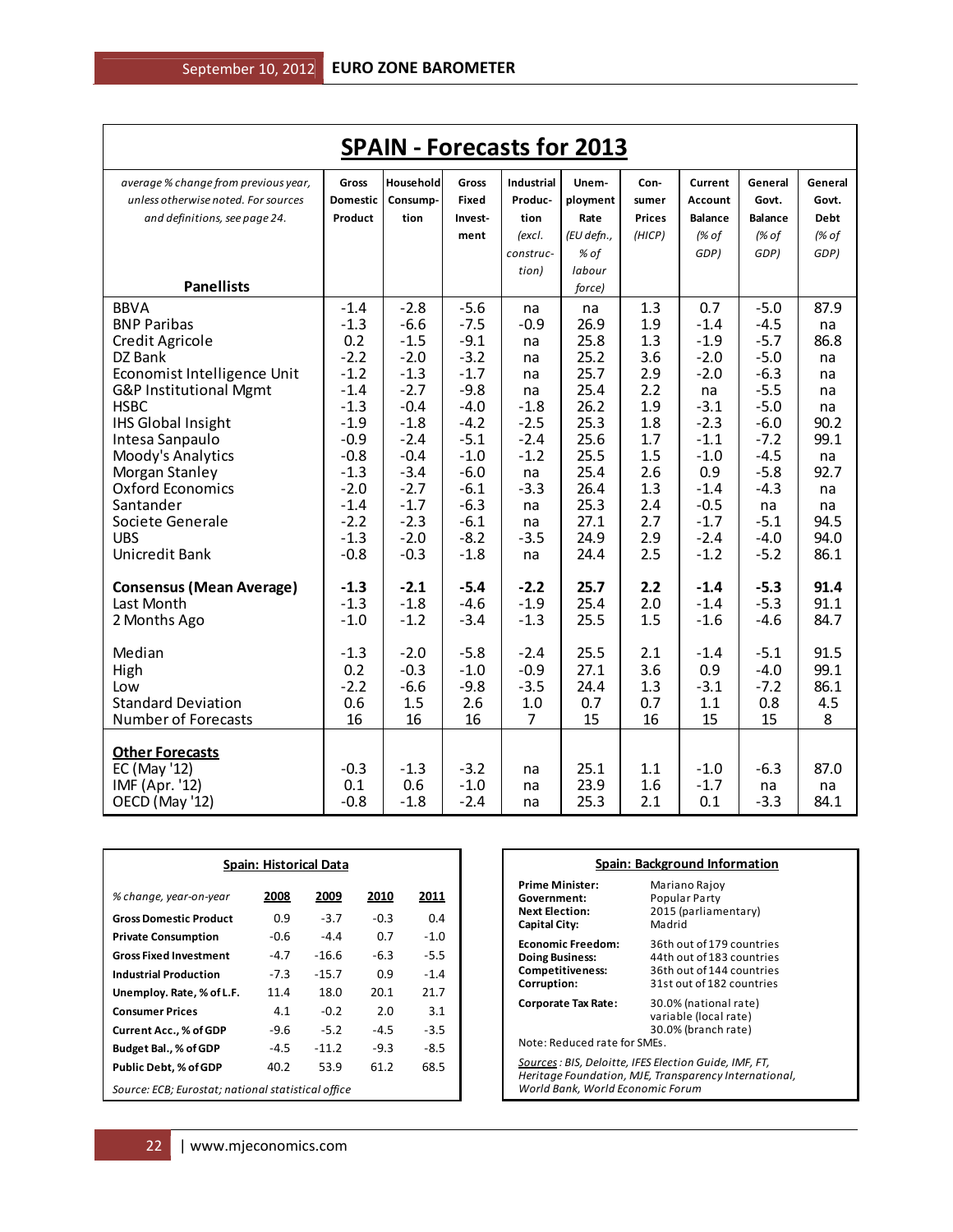# SPAIN - Forecasts for 2013

| *average % change from previous year, unless otherwise noted. For sources and definitions, see page 24.* **Panellists** | **Gross Domestic Product** | **Household Consump-tion** | **Gross Fixed Invest-ment** | **Industrial Produc-tion** *(excl. construc-tion)* | **Unem-ployment Rate** *(EU defn., % of labour force)* | **Con-sumer Prices** *(HICP)* | **Current Account Balance** *(% of GDP)* | **General Govt. Balance** *(% of GDP)* | **General Govt. Debt** *(% of GDP)* |
|---|---|---|---|---|---|---|---|---|---|
| BBVA | -1.4 | -2.8 | -5.6 | na | na | 1.3 | 0.7 | -5.0 | 87.9 |
| BNP Paribas | -1.3 | -6.6 | -7.5 | -0.9 | 26.9 | 1.9 | -1.4 | -4.5 | na |
| Credit Agricole | 0.2 | -1.5 | -9.1 | na | 25.8 | 1.3 | -1.9 | -5.7 | 86.8 |
| DZ Bank | -2.2 | -2.0 | -3.2 | na | 25.2 | 3.6 | -2.0 | -5.0 | na |
| Economist Intelligence Unit | -1.2 | -1.3 | -1.7 | na | 25.7 | 2.9 | -2.0 | -6.3 | na |
| G&P Institutional Mgmt | -1.4 | -2.7 | -9.8 | na | 25.4 | 2.2 | na | -5.5 | na |
| HSBC | -1.3 | -0.4 | -4.0 | -1.8 | 26.2 | 1.9 | -3.1 | -5.0 | na |
| IHS Global Insight | -1.9 | -1.8 | -4.2 | -2.5 | 25.3 | 1.8 | -2.3 | -6.0 | 90.2 |
| Intesa Sanpaulo | -0.9 | -2.4 | -5.1 | -2.4 | 25.6 | 1.7 | -1.1 | -7.2 | 99.1 |
| Moody's Analytics | -0.8 | -0.4 | -1.0 | -1.2 | 25.5 | 1.5 | -1.0 | -4.5 | na |
| Morgan Stanley | -1.3 | -3.4 | -6.0 | na | 25.4 | 2.6 | 0.9 | -5.8 | 92.7 |
| Oxford Economics | -2.0 | -2.7 | -6.1 | -3.3 | 26.4 | 1.3 | -1.4 | -4.3 | na |
| Santander | -1.4 | -1.7 | -6.3 | na | 25.3 | 2.4 | -0.5 | na | na |
| Societe Generale | -2.2 | -2.3 | -6.1 | na | 27.1 | 2.7 | -1.7 | -5.1 | 94.5 |
| UBS | -1.3 | -2.0 | -8.2 | -3.5 | 24.9 | 2.9 | -2.4 | -4.0 | 94.0 |
| Unicredit Bank | -0.8 | -0.3 | -1.8 | na | 24.4 | 2.5 | -1.2 | -5.2 | 86.1 |
| **Consensus (Mean Average)** | **-1.3** | **-2.1** | **-5.4** | **-2.2** | **25.7** | **2.2** | **-1.4** | **-5.3** | **91.4** |
| Last Month | -1.3 | -1.8 | -4.6 | -1.9 | 25.4 | 2.0 | -1.4 | -5.3 | 91.1 |
| 2 Months Ago | -1.0 | -1.2 | -3.4 | -1.3 | 25.5 | 1.5 | -1.6 | -4.6 | 84.7 |
| Median | -1.3 | -2.0 | -5.8 | -2.4 | 25.5 | 2.1 | -1.4 | -5.1 | 91.5 |
| High | 0.2 | -0.3 | -1.0 | -0.9 | 27.1 | 3.6 | 0.9 | -4.0 | 99.1 |
| Low | -2.2 | -6.6 | -9.8 | -3.5 | 24.4 | 1.3 | -3.1 | -7.2 | 86.1 |
| Standard Deviation | 0.6 | 1.5 | 2.6 | 1.0 | 0.7 | 0.7 | 1.1 | 0.8 | 4.5 |
| Number of Forecasts | 16 | 16 | 16 | 7 | 15 | 16 | 15 | 15 | 8 |
| **Other Forecasts** | | | | | | | | | |
| EC (May '12) | -0.3 | -1.3 | -3.2 | na | 25.1 | 1.1 | -1.0 | -6.3 | 87.0 |
| IMF (Apr. '12) | 0.1 | 0.6 | -1.0 | na | 23.9 | 1.6 | -1.7 | na | na |
| OECD (May '12) | -0.8 | -1.8 | -2.4 | na | 25.3 | 2.1 | 0.1 | -3.3 | 84.1 |

## Spain: Historical Data

| *% change, year-on-year* | 2008 | 2009 | 2010 | 2011 |
|---|---|---|---|---|
| **Gross Domestic Product** | 0.9 | -3.7 | -0.3 | 0.4 |
| **Private Consumption** | -0.6 | -4.4 | 0.7 | -1.0 |
| **Gross Fixed Investment** | -4.7 | -16.6 | -6.3 | -5.5 |
| **Industrial Production** | -7.3 | -15.7 | 0.9 | -1.4 |
| **Unemploy. Rate, % of L.F.** | 11.4 | 18.0 | 20.1 | 21.7 |
| **Consumer Prices** | 4.1 | -0.2 | 2.0 | 3.1 |
| **Current Acc., % of GDP** | -9.6 | -5.2 | -4.5 | -3.5 |
| **Budget Bal., % of GDP** | -4.5 | -11.2 | -9.3 | -8.5 |
| **Public Debt, % of GDP** | 40.2 | 53.9 | 61.2 | 68.5 |

*Source: ECB; Eurostat; national statistical office*

## Spain: Background Information

| | |
|---|---|
| **Prime Minister:** | Mariano Rajoy |
| **Government:** | Popular Party |
| **Next Election:** | 2015 (parliamentary) |
| **Capital City:** | Madrid |
| **Economic Freedom:** | 36th out of 179 countries |
| **Doing Business:** | 44th out of 183 countries |
| **Competitiveness:** | 36th out of 144 countries |
| **Corruption:** | 31st out of 182 countries |
| **Corporate Tax Rate:** | 30.0% (national rate)<br>variable (local rate)<br>30.0% (branch rate) |

Note: Reduced rate for SMEs.

*Sources: BIS, Deloitte, IFES Election Guide, IMF, FT, Heritage Foundation, MJE, Transparency International, World Bank, World Economic Forum*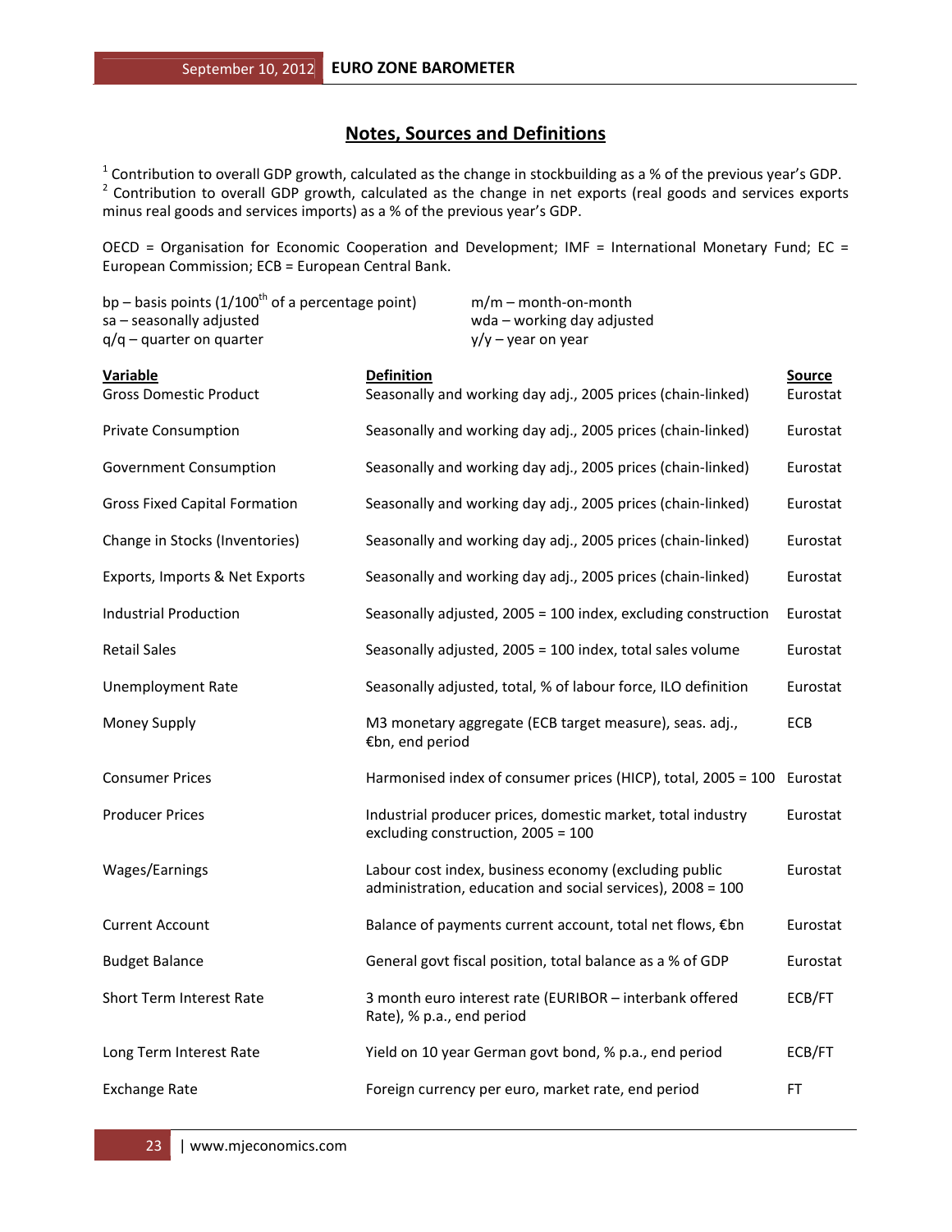## Notes, Sources and Definitions

[1] Contribution to overall GDP growth, calculated as the change in stockbuilding as a % of the previous year's GDP.
[2] Contribution to overall GDP growth, calculated as the change in net exports (real goods and services exports minus real goods and services imports) as a % of the previous year's GDP.

OECD = Organisation for Economic Cooperation and Development; IMF = International Monetary Fund; EC = European Commission; ECB = European Central Bank.

bp – basis points (1/100th of a percentage point)
sa – seasonally adjusted
q/q – quarter on quarter
m/m – month-on-month
wda – working day adjusted
y/y – year on year

| Variable | Definition | Source |
|---|---|---|
| Gross Domestic Product | Seasonally and working day adj., 2005 prices (chain-linked) | Eurostat |
| Private Consumption | Seasonally and working day adj., 2005 prices (chain-linked) | Eurostat |
| Government Consumption | Seasonally and working day adj., 2005 prices (chain-linked) | Eurostat |
| Gross Fixed Capital Formation | Seasonally and working day adj., 2005 prices (chain-linked) | Eurostat |
| Change in Stocks (Inventories) | Seasonally and working day adj., 2005 prices (chain-linked) | Eurostat |
| Exports, Imports & Net Exports | Seasonally and working day adj., 2005 prices (chain-linked) | Eurostat |
| Industrial Production | Seasonally adjusted, 2005 = 100 index, excluding construction | Eurostat |
| Retail Sales | Seasonally adjusted, 2005 = 100 index, total sales volume | Eurostat |
| Unemployment Rate | Seasonally adjusted, total, % of labour force, ILO definition | Eurostat |
| Money Supply | M3 monetary aggregate (ECB target measure), seas. adj., €bn, end period | ECB |
| Consumer Prices | Harmonised index of consumer prices (HICP), total, 2005 = 100 | Eurostat |
| Producer Prices | Industrial producer prices, domestic market, total industry excluding construction, 2005 = 100 | Eurostat |
| Wages/Earnings | Labour cost index, business economy (excluding public administration, education and social services), 2008 = 100 | Eurostat |
| Current Account | Balance of payments current account, total net flows, €bn | Eurostat |
| Budget Balance | General govt fiscal position, total balance as a % of GDP | Eurostat |
| Short Term Interest Rate | 3 month euro interest rate (EURIBOR – interbank offered Rate), % p.a., end period | ECB/FT |
| Long Term Interest Rate | Yield on 10 year German govt bond, % p.a., end period | ECB/FT |
| Exchange Rate | Foreign currency per euro, market rate, end period | FT |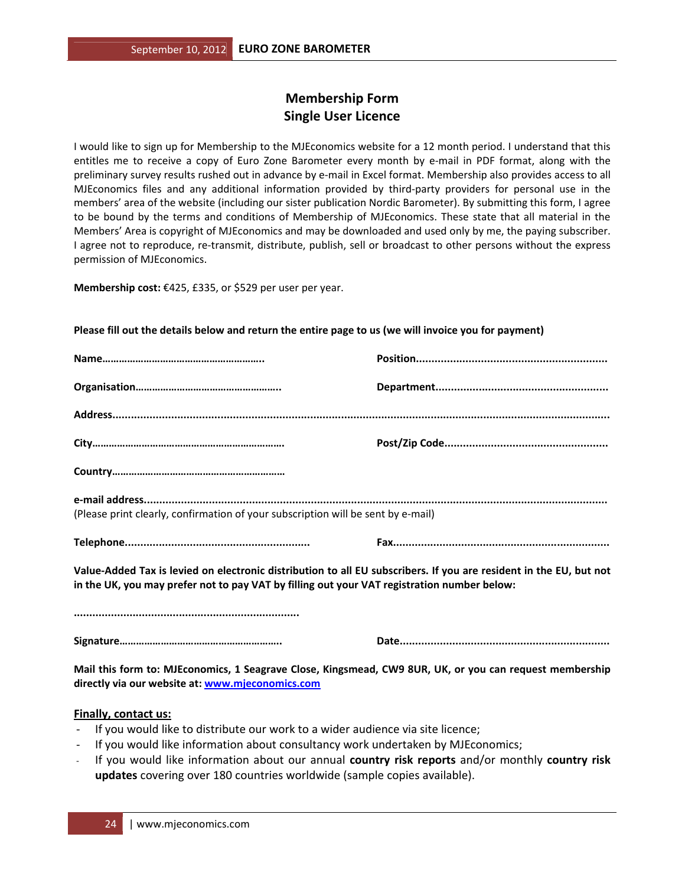# Membership Form
## Single User Licence

I would like to sign up for Membership to the MJEconomics website for a 12 month period. I understand that this entitles me to receive a copy of Euro Zone Barometer every month by e-mail in PDF format, along with the preliminary survey results rushed out in advance by e-mail in Excel format. Membership also provides access to all MJEconomics files and any additional information provided by third-party providers for personal use in the members' area of the website (including our sister publication Nordic Barometer). By submitting this form, I agree to be bound by the terms and conditions of Membership of MJEconomics. These state that all material in the Members' Area is copyright of MJEconomics and may be downloaded and used only by me, the paying subscriber. I agree not to reproduce, re-transmit, distribute, publish, sell or broadcast to other persons without the express permission of MJEconomics.

**Membership cost:** €425, £335, or $529 per user per year.

**Please fill out the details below and return the entire page to us (we will invoice you for payment)**

**Name…………………………………………………..** **Position.............................................................**

**Organisation……………………………………………..** **Department.......................................................**

**Address.................................................................................................................................................**

**City……………………………………………………………..** **Post/Zip Code....................................................**

**Country……………………………………………………**

**e-mail address.......................................................................................................................................**
(Please print clearly, confirmation of your subscription will be sent by e-mail)

**Telephone...........................................................** **Fax.....................................................................**

**Value-Added Tax is levied on electronic distribution to all EU subscribers. If you are resident in the EU, but not in the UK, you may prefer not to pay VAT by filling out your VAT registration number below:**

**.......................................................................**

**Signature…………………………………………………..** **Date...................................................................**

**Mail this form to: MJEconomics, 1 Seagrave Close, Kingsmead, CW9 8UR, UK, or you can request membership directly via our website at: [www.mjeconomics.com](http://www.mjeconomics.com)**

**<u>Finally, contact us:</u>**

- If you would like to distribute our work to a wider audience via site licence;
- If you would like information about consultancy work undertaken by MJEconomics;
- If you would like information about our annual **country risk reports** and/or monthly **country risk updates** covering over 180 countries worldwide (sample copies available).